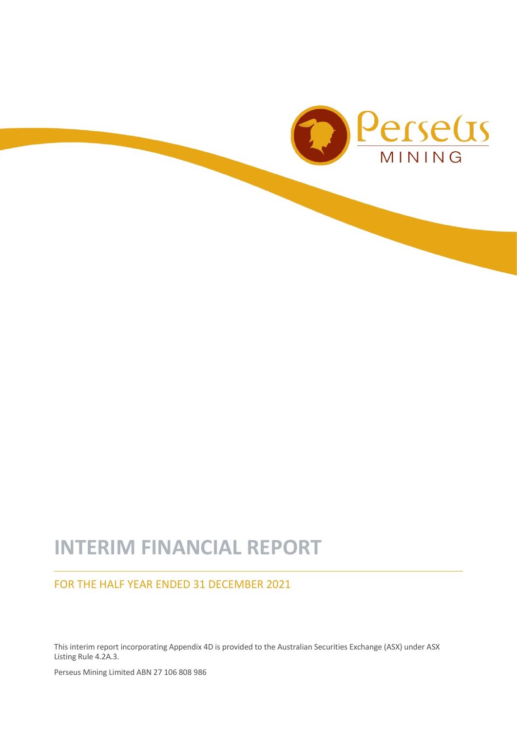# INTERIM FINANCIAL REPORT

## FOR THE HALF YEAR ENDED 31 DECEMBER 2021

This interim report incorporating Appendix 4D is provided to the Australian Securities Exchange (ASX) under ASX Listing Rule 4.2A.3.

Perseus Mining Limited ABN 27 106 808 986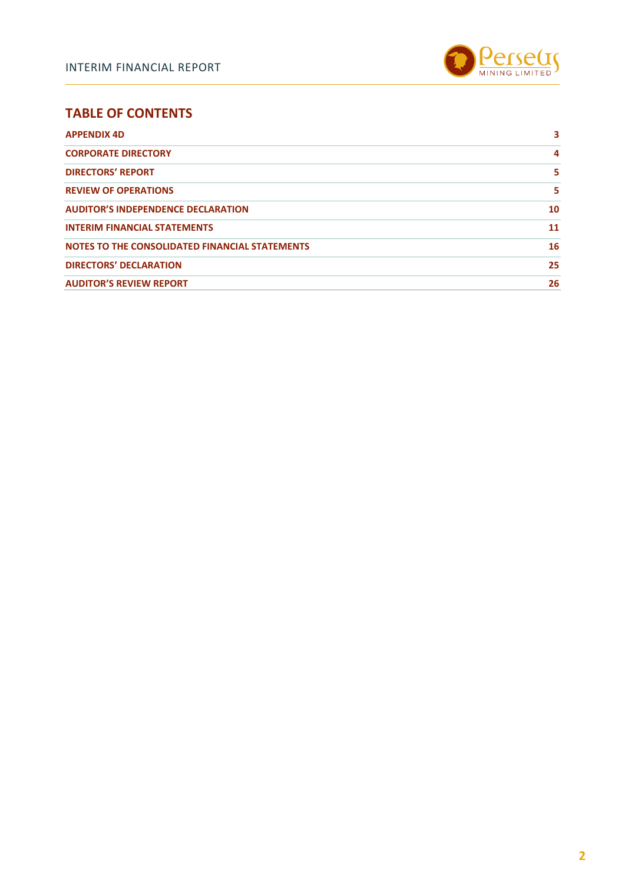## TABLE OF CONTENTS

| | |
|---|---|
| **APPENDIX 4D** | **3** |
| **CORPORATE DIRECTORY** | **4** |
| **DIRECTORS' REPORT** | **5** |
| **REVIEW OF OPERATIONS** | **5** |
| **AUDITOR'S INDEPENDENCE DECLARATION** | **10** |
| **INTERIM FINANCIAL STATEMENTS** | **11** |
| **NOTES TO THE CONSOLIDATED FINANCIAL STATEMENTS** | **16** |
| **DIRECTORS' DECLARATION** | **25** |
| **AUDITOR'S REVIEW REPORT** | **26** |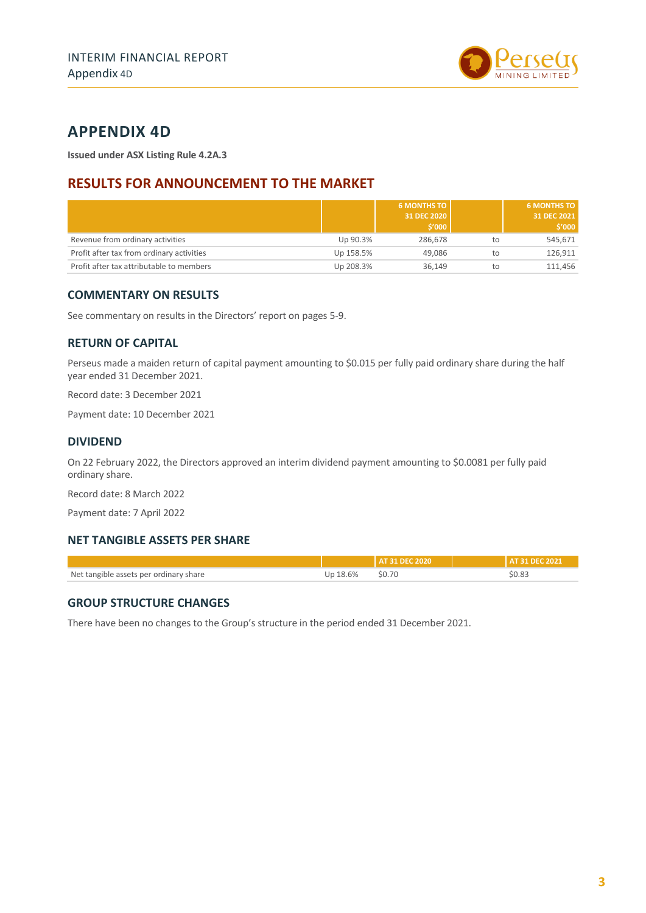# APPENDIX 4D

**Issued under ASX Listing Rule 4.2A.3**

## RESULTS FOR ANNOUNCEMENT TO THE MARKET

| | | 6 MONTHS TO 31 DEC 2020 $'000 | | 6 MONTHS TO 31 DEC 2021 $'000 |
|---|---|---|---|---|
| Revenue from ordinary activities | Up 90.3% | 286,678 | to | 545,671 |
| Profit after tax from ordinary activities | Up 158.5% | 49,086 | to | 126,911 |
| Profit after tax attributable to members | Up 208.3% | 36,149 | to | 111,456 |

### COMMENTARY ON RESULTS

See commentary on results in the Directors' report on pages 5-9.

### RETURN OF CAPITAL

Perseus made a maiden return of capital payment amounting to $0.015 per fully paid ordinary share during the half year ended 31 December 2021.

Record date: 3 December 2021

Payment date: 10 December 2021

### DIVIDEND

On 22 February 2022, the Directors approved an interim dividend payment amounting to $0.0081 per fully paid ordinary share.

Record date: 8 March 2022

Payment date: 7 April 2022

### NET TANGIBLE ASSETS PER SHARE

| | | AT 31 DEC 2020 | | AT 31 DEC 2021 |
|---|---|---|---|---|
| Net tangible assets per ordinary share | Up 18.6% | $0.70 | | $0.83 |

### GROUP STRUCTURE CHANGES

There have been no changes to the Group's structure in the period ended 31 December 2021.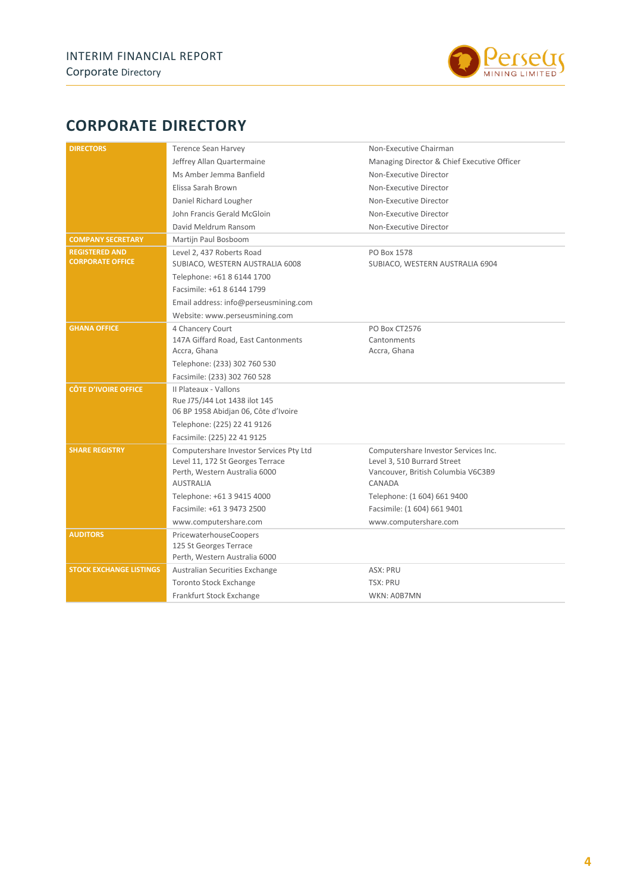# CORPORATE DIRECTORY

| | | |
|---|---|---|
| **DIRECTORS** | Terence Sean Harvey | Non-Executive Chairman |
| | Jeffrey Allan Quartermaine | Managing Director & Chief Executive Officer |
| | Ms Amber Jemma Banfield | Non-Executive Director |
| | Elissa Sarah Brown | Non-Executive Director |
| | Daniel Richard Lougher | Non-Executive Director |
| | John Francis Gerald McGloin | Non-Executive Director |
| | David Meldrum Ransom | Non-Executive Director |
| **COMPANY SECRETARY** | Martijn Paul Bosboom | |
| **REGISTERED AND CORPORATE OFFICE** | Level 2, 437 Roberts Road<br>SUBIACO, WESTERN AUSTRALIA 6008 | PO Box 1578<br>SUBIACO, WESTERN AUSTRALIA 6904 |
| | Telephone: +61 8 6144 1700 | |
| | Facsimile: +61 8 6144 1799 | |
| | Email address: info@perseusmining.com | |
| | Website: www.perseusmining.com | |
| **GHANA OFFICE** | 4 Chancery Court<br>147A Giffard Road, East Cantonments<br>Accra, Ghana | PO Box CT2576<br>Cantonments<br>Accra, Ghana |
| | Telephone: (233) 302 760 530 | |
| | Facsimile: (233) 302 760 528 | |
| **CÔTE D'IVOIRE OFFICE** | II Plateaux - Vallons<br>Rue J75/J44 Lot 1438 ilot 145<br>06 BP 1958 Abidjan 06, Côte d'Ivoire | |
| | Telephone: (225) 22 41 9126 | |
| | Facsimile: (225) 22 41 9125 | |
| **SHARE REGISTRY** | Computershare Investor Services Pty Ltd<br>Level 11, 172 St Georges Terrace<br>Perth, Western Australia 6000<br>AUSTRALIA | Computershare Investor Services Inc.<br>Level 3, 510 Burrard Street<br>Vancouver, British Columbia V6C3B9<br>CANADA |
| | Telephone: +61 3 9415 4000 | Telephone: (1 604) 661 9400 |
| | Facsimile: +61 3 9473 2500 | Facsimile: (1 604) 661 9401 |
| | www.computershare.com | www.computershare.com |
| **AUDITORS** | PricewaterhouseCoopers<br>125 St Georges Terrace<br>Perth, Western Australia 6000 | |
| **STOCK EXCHANGE LISTINGS** | Australian Securities Exchange | ASX: PRU |
| | Toronto Stock Exchange | TSX: PRU |
| | Frankfurt Stock Exchange | WKN: A0B7MN |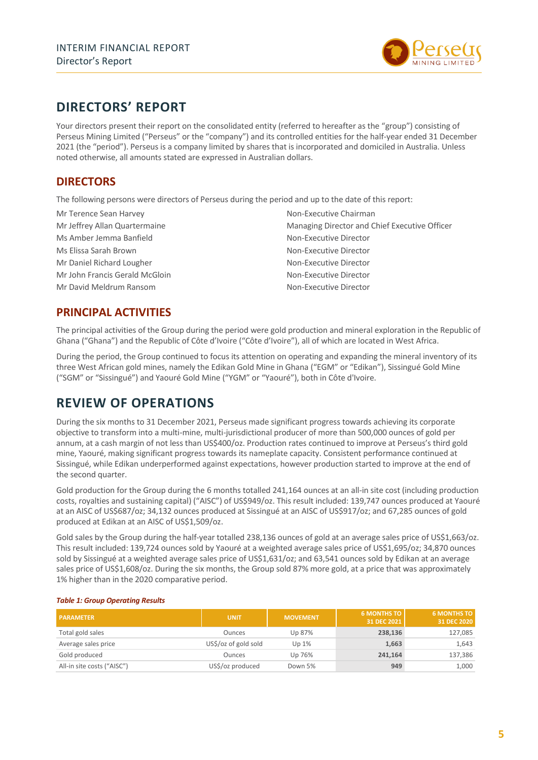# DIRECTORS' REPORT

Your directors present their report on the consolidated entity (referred to hereafter as the "group") consisting of Perseus Mining Limited ("Perseus" or the "company") and its controlled entities for the half-year ended 31 December 2021 (the "period"). Perseus is a company limited by shares that is incorporated and domiciled in Australia. Unless noted otherwise, all amounts stated are expressed in Australian dollars.

## DIRECTORS

The following persons were directors of Perseus during the period and up to the date of this report:

| | |
|---|---|
| Mr Terence Sean Harvey | Non-Executive Chairman |
| Mr Jeffrey Allan Quartermaine | Managing Director and Chief Executive Officer |
| Ms Amber Jemma Banfield | Non-Executive Director |
| Ms Elissa Sarah Brown | Non-Executive Director |
| Mr Daniel Richard Lougher | Non-Executive Director |
| Mr John Francis Gerald McGloin | Non-Executive Director |
| Mr David Meldrum Ransom | Non-Executive Director |

## PRINCIPAL ACTIVITIES

The principal activities of the Group during the period were gold production and mineral exploration in the Republic of Ghana ("Ghana") and the Republic of Côte d'Ivoire ("Côte d'Ivoire"), all of which are located in West Africa.

During the period, the Group continued to focus its attention on operating and expanding the mineral inventory of its three West African gold mines, namely the Edikan Gold Mine in Ghana ("EGM" or "Edikan"), Sissingué Gold Mine ("SGM" or "Sissingué") and Yaouré Gold Mine ("YGM" or "Yaouré"), both in Côte d'Ivoire.

# REVIEW OF OPERATIONS

During the six months to 31 December 2021, Perseus made significant progress towards achieving its corporate objective to transform into a multi-mine, multi-jurisdictional producer of more than 500,000 ounces of gold per annum, at a cash margin of not less than US$400/oz. Production rates continued to improve at Perseus's third gold mine, Yaouré, making significant progress towards its nameplate capacity. Consistent performance continued at Sissingué, while Edikan underperformed against expectations, however production started to improve at the end of the second quarter.

Gold production for the Group during the 6 months totalled 241,164 ounces at an all-in site cost (including production costs, royalties and sustaining capital) ("AISC") of US$949/oz. This result included: 139,747 ounces produced at Yaouré at an AISC of US$687/oz; 34,132 ounces produced at Sissingué at an AISC of US$917/oz; and 67,285 ounces of gold produced at Edikan at an AISC of US$1,509/oz.

Gold sales by the Group during the half-year totalled 238,136 ounces of gold at an average sales price of US$1,663/oz. This result included: 139,724 ounces sold by Yaouré at a weighted average sales price of US$1,695/oz; 34,870 ounces sold by Sissingué at a weighted average sales price of US$1,631/oz; and 63,541 ounces sold by Edikan at an average sales price of US$1,608/oz. During the six months, the Group sold 87% more gold, at a price that was approximately 1% higher than in the 2020 comparative period.

***Table 1: Group Operating Results***

| PARAMETER | UNIT | MOVEMENT | 6 MONTHS TO 31 DEC 2021 | 6 MONTHS TO 31 DEC 2020 |
|---|---|---|---|---|
| Total gold sales | Ounces | Up 87% | **238,136** | 127,085 |
| Average sales price | US$/oz of gold sold | Up 1% | **1,663** | 1,643 |
| Gold produced | Ounces | Up 76% | **241,164** | 137,386 |
| All-in site costs ("AISC") | US$/oz produced | Down 5% | **949** | 1,000 |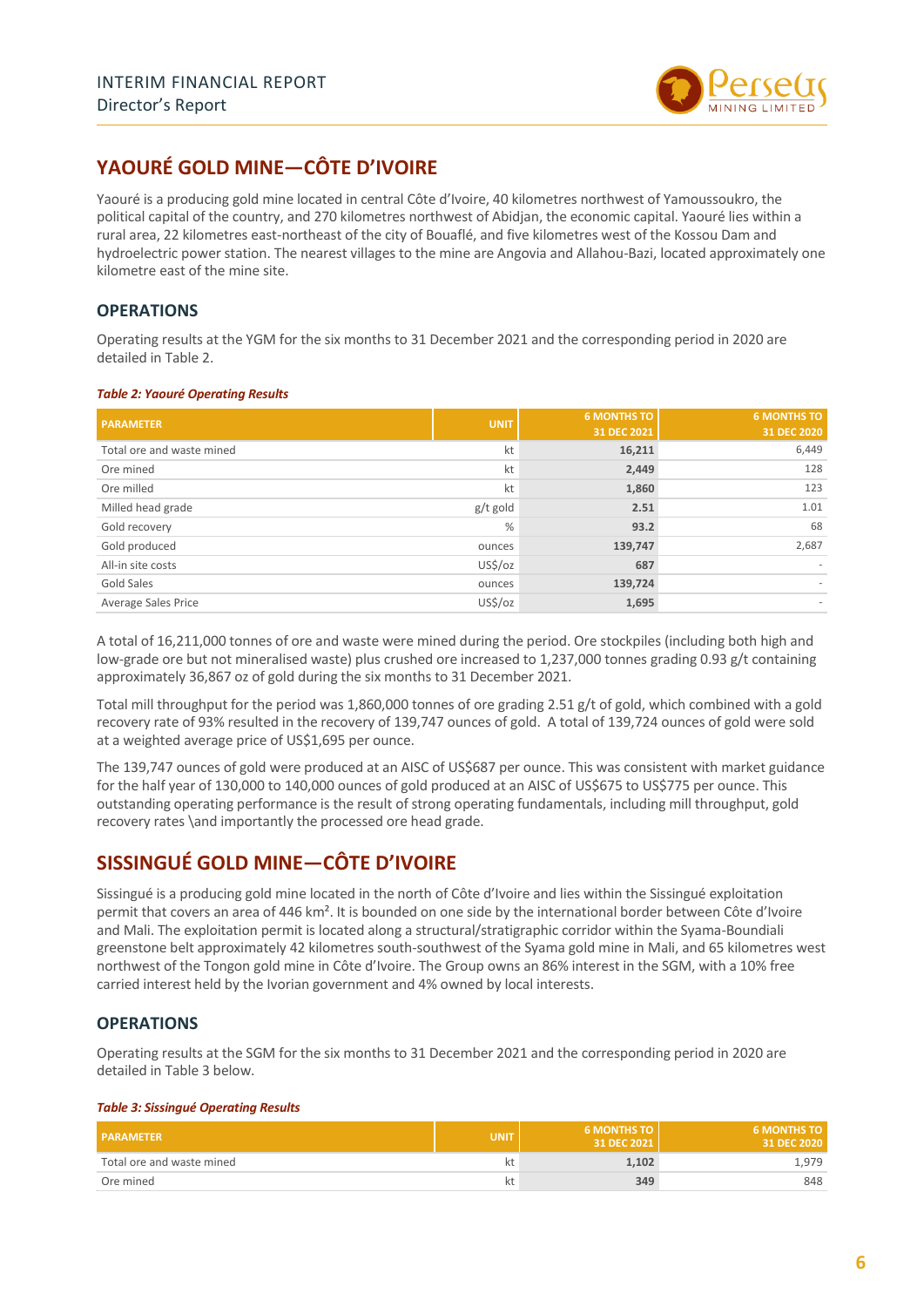## YAOURÉ GOLD MINE—CÔTE D'IVOIRE

Yaouré is a producing gold mine located in central Côte d'Ivoire, 40 kilometres northwest of Yamoussoukro, the political capital of the country, and 270 kilometres northwest of Abidjan, the economic capital. Yaouré lies within a rural area, 22 kilometres east-northeast of the city of Bouaflé, and five kilometres west of the Kossou Dam and hydroelectric power station. The nearest villages to the mine are Angovia and Allahou-Bazi, located approximately one kilometre east of the mine site.

### OPERATIONS

Operating results at the YGM for the six months to 31 December 2021 and the corresponding period in 2020 are detailed in Table 2.

*Table 2: Yaouré Operating Results*

| PARAMETER | UNIT | 6 MONTHS TO 31 DEC 2021 | 6 MONTHS TO 31 DEC 2020 |
|---|---|---|---|
| Total ore and waste mined | kt | **16,211** | 6,449 |
| Ore mined | kt | **2,449** | 128 |
| Ore milled | kt | **1,860** | 123 |
| Milled head grade | g/t gold | **2.51** | 1.01 |
| Gold recovery | % | **93.2** | 68 |
| Gold produced | ounces | **139,747** | 2,687 |
| All-in site costs | US$/oz | **687** | - |
| Gold Sales | ounces | **139,724** | - |
| Average Sales Price | US$/oz | **1,695** | - |

A total of 16,211,000 tonnes of ore and waste were mined during the period. Ore stockpiles (including both high and low-grade ore but not mineralised waste) plus crushed ore increased to 1,237,000 tonnes grading 0.93 g/t containing approximately 36,867 oz of gold during the six months to 31 December 2021.

Total mill throughput for the period was 1,860,000 tonnes of ore grading 2.51 g/t of gold, which combined with a gold recovery rate of 93% resulted in the recovery of 139,747 ounces of gold. A total of 139,724 ounces of gold were sold at a weighted average price of US$1,695 per ounce.

The 139,747 ounces of gold were produced at an AISC of US$687 per ounce. This was consistent with market guidance for the half year of 130,000 to 140,000 ounces of gold produced at an AISC of US$675 to US$775 per ounce. This outstanding operating performance is the result of strong operating fundamentals, including mill throughput, gold recovery rates \and importantly the processed ore head grade.

## SISSINGUÉ GOLD MINE—CÔTE D'IVOIRE

Sissingué is a producing gold mine located in the north of Côte d'Ivoire and lies within the Sissingué exploitation permit that covers an area of 446 km². It is bounded on one side by the international border between Côte d'Ivoire and Mali. The exploitation permit is located along a structural/stratigraphic corridor within the Syama-Boundiali greenstone belt approximately 42 kilometres south-southwest of the Syama gold mine in Mali, and 65 kilometres west northwest of the Tongon gold mine in Côte d'Ivoire. The Group owns an 86% interest in the SGM, with a 10% free carried interest held by the Ivorian government and 4% owned by local interests.

### OPERATIONS

Operating results at the SGM for the six months to 31 December 2021 and the corresponding period in 2020 are detailed in Table 3 below.

*Table 3: Sissingué Operating Results*

| PARAMETER | UNIT | 6 MONTHS TO 31 DEC 2021 | 6 MONTHS TO 31 DEC 2020 |
|---|---|---|---|
| Total ore and waste mined | kt | **1,102** | 1,979 |
| Ore mined | kt | **349** | 848 |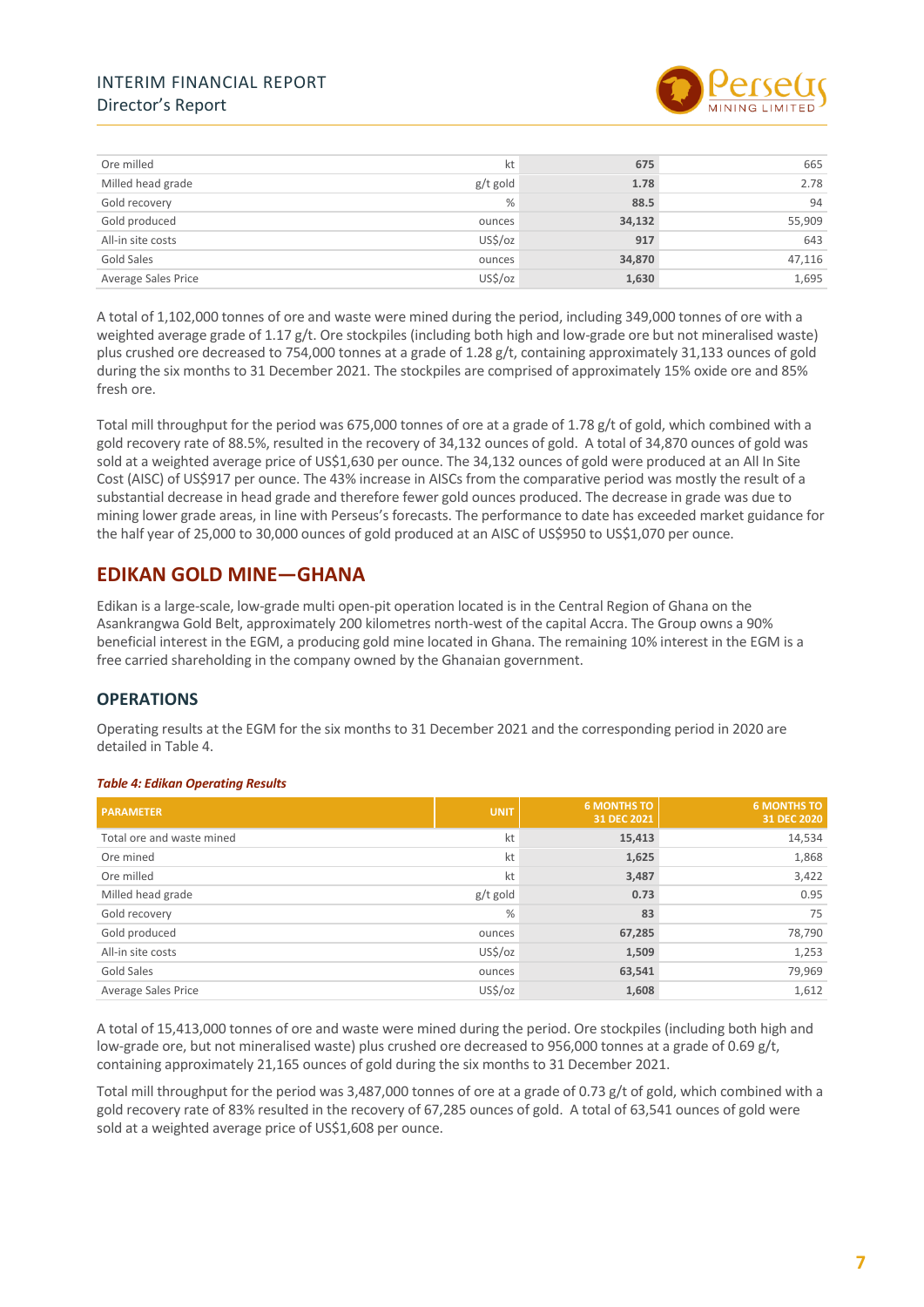| | | | |
|---|---|---|---|
| Ore milled | kt | **675** | 665 |
| Milled head grade | g/t gold | **1.78** | 2.78 |
| Gold recovery | % | **88.5** | 94 |
| Gold produced | ounces | **34,132** | 55,909 |
| All-in site costs | US$/oz | **917** | 643 |
| Gold Sales | ounces | **34,870** | 47,116 |
| Average Sales Price | US$/oz | **1,630** | 1,695 |

A total of 1,102,000 tonnes of ore and waste were mined during the period, including 349,000 tonnes of ore with a weighted average grade of 1.17 g/t. Ore stockpiles (including both high and low-grade ore but not mineralised waste) plus crushed ore decreased to 754,000 tonnes at a grade of 1.28 g/t, containing approximately 31,133 ounces of gold during the six months to 31 December 2021. The stockpiles are comprised of approximately 15% oxide ore and 85% fresh ore.

Total mill throughput for the period was 675,000 tonnes of ore at a grade of 1.78 g/t of gold, which combined with a gold recovery rate of 88.5%, resulted in the recovery of 34,132 ounces of gold. A total of 34,870 ounces of gold was sold at a weighted average price of US$1,630 per ounce. The 34,132 ounces of gold were produced at an All In Site Cost (AISC) of US$917 per ounce. The 43% increase in AISCs from the comparative period was mostly the result of a substantial decrease in head grade and therefore fewer gold ounces produced. The decrease in grade was due to mining lower grade areas, in line with Perseus's forecasts. The performance to date has exceeded market guidance for the half year of 25,000 to 30,000 ounces of gold produced at an AISC of US$950 to US$1,070 per ounce.

## EDIKAN GOLD MINE—GHANA

Edikan is a large-scale, low-grade multi open-pit operation located is in the Central Region of Ghana on the Asankrangwa Gold Belt, approximately 200 kilometres north-west of the capital Accra. The Group owns a 90% beneficial interest in the EGM, a producing gold mine located in Ghana. The remaining 10% interest in the EGM is a free carried shareholding in the company owned by the Ghanaian government.

### OPERATIONS

Operating results at the EGM for the six months to 31 December 2021 and the corresponding period in 2020 are detailed in Table 4.

*Table 4: Edikan Operating Results*

| PARAMETER | UNIT | 6 MONTHS TO 31 DEC 2021 | 6 MONTHS TO 31 DEC 2020 |
|---|---|---|---|
| Total ore and waste mined | kt | **15,413** | 14,534 |
| Ore mined | kt | **1,625** | 1,868 |
| Ore milled | kt | **3,487** | 3,422 |
| Milled head grade | g/t gold | **0.73** | 0.95 |
| Gold recovery | % | **83** | 75 |
| Gold produced | ounces | **67,285** | 78,790 |
| All-in site costs | US$/oz | **1,509** | 1,253 |
| Gold Sales | ounces | **63,541** | 79,969 |
| Average Sales Price | US$/oz | **1,608** | 1,612 |

A total of 15,413,000 tonnes of ore and waste were mined during the period. Ore stockpiles (including both high and low-grade ore, but not mineralised waste) plus crushed ore decreased to 956,000 tonnes at a grade of 0.69 g/t, containing approximately 21,165 ounces of gold during the six months to 31 December 2021.

Total mill throughput for the period was 3,487,000 tonnes of ore at a grade of 0.73 g/t of gold, which combined with a gold recovery rate of 83% resulted in the recovery of 67,285 ounces of gold. A total of 63,541 ounces of gold were sold at a weighted average price of US$1,608 per ounce.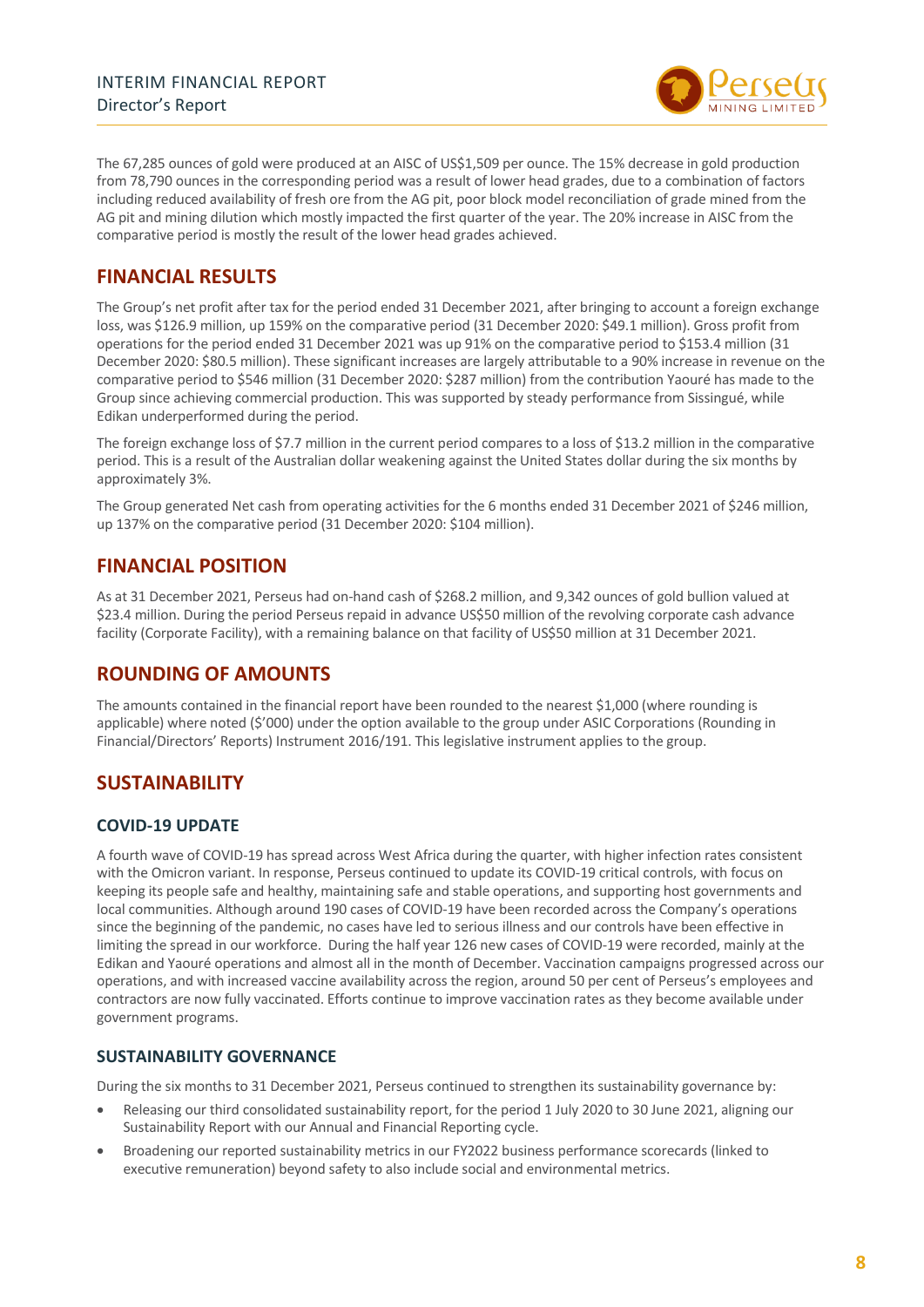The 67,285 ounces of gold were produced at an AISC of US$1,509 per ounce. The 15% decrease in gold production from 78,790 ounces in the corresponding period was a result of lower head grades, due to a combination of factors including reduced availability of fresh ore from the AG pit, poor block model reconciliation of grade mined from the AG pit and mining dilution which mostly impacted the first quarter of the year. The 20% increase in AISC from the comparative period is mostly the result of the lower head grades achieved.

## FINANCIAL RESULTS

The Group's net profit after tax for the period ended 31 December 2021, after bringing to account a foreign exchange loss, was $126.9 million, up 159% on the comparative period (31 December 2020: $49.1 million). Gross profit from operations for the period ended 31 December 2021 was up 91% on the comparative period to $153.4 million (31 December 2020: $80.5 million). These significant increases are largely attributable to a 90% increase in revenue on the comparative period to $546 million (31 December 2020: $287 million) from the contribution Yaouré has made to the Group since achieving commercial production. This was supported by steady performance from Sissingué, while Edikan underperformed during the period.

The foreign exchange loss of $7.7 million in the current period compares to a loss of $13.2 million in the comparative period. This is a result of the Australian dollar weakening against the United States dollar during the six months by approximately 3%.

The Group generated Net cash from operating activities for the 6 months ended 31 December 2021 of $246 million, up 137% on the comparative period (31 December 2020: $104 million).

## FINANCIAL POSITION

As at 31 December 2021, Perseus had on-hand cash of $268.2 million, and 9,342 ounces of gold bullion valued at $23.4 million. During the period Perseus repaid in advance US$50 million of the revolving corporate cash advance facility (Corporate Facility), with a remaining balance on that facility of US$50 million at 31 December 2021.

## ROUNDING OF AMOUNTS

The amounts contained in the financial report have been rounded to the nearest $1,000 (where rounding is applicable) where noted ($'000) under the option available to the group under ASIC Corporations (Rounding in Financial/Directors' Reports) Instrument 2016/191. This legislative instrument applies to the group.

## SUSTAINABILITY

### COVID-19 UPDATE

A fourth wave of COVID-19 has spread across West Africa during the quarter, with higher infection rates consistent with the Omicron variant. In response, Perseus continued to update its COVID-19 critical controls, with focus on keeping its people safe and healthy, maintaining safe and stable operations, and supporting host governments and local communities. Although around 190 cases of COVID-19 have been recorded across the Company's operations since the beginning of the pandemic, no cases have led to serious illness and our controls have been effective in limiting the spread in our workforce. During the half year 126 new cases of COVID-19 were recorded, mainly at the Edikan and Yaouré operations and almost all in the month of December. Vaccination campaigns progressed across our operations, and with increased vaccine availability across the region, around 50 per cent of Perseus's employees and contractors are now fully vaccinated. Efforts continue to improve vaccination rates as they become available under government programs.

### SUSTAINABILITY GOVERNANCE

During the six months to 31 December 2021, Perseus continued to strengthen its sustainability governance by:

- Releasing our third consolidated sustainability report, for the period 1 July 2020 to 30 June 2021, aligning our Sustainability Report with our Annual and Financial Reporting cycle.
- Broadening our reported sustainability metrics in our FY2022 business performance scorecards (linked to executive remuneration) beyond safety to also include social and environmental metrics.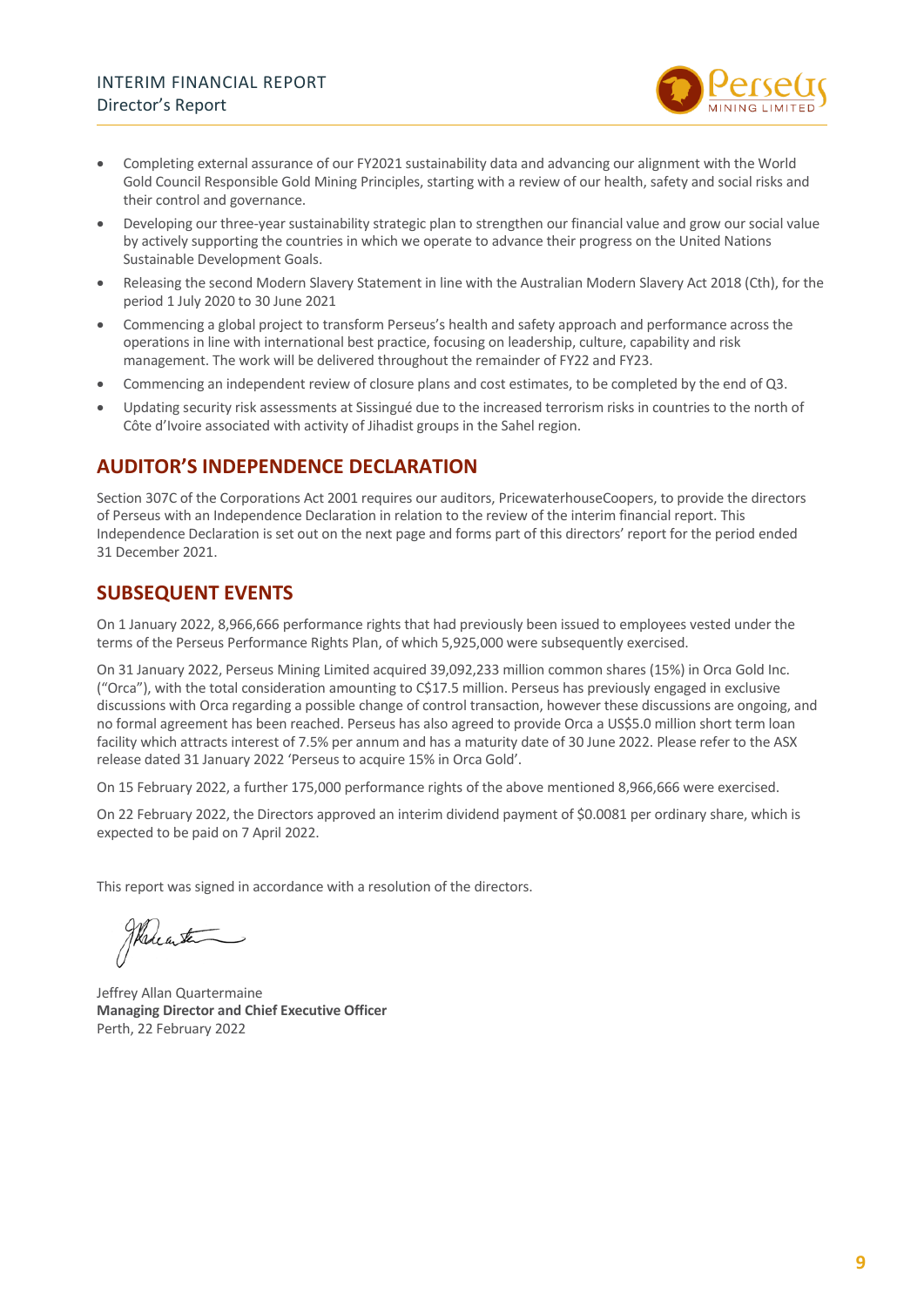- Completing external assurance of our FY2021 sustainability data and advancing our alignment with the World Gold Council Responsible Gold Mining Principles, starting with a review of our health, safety and social risks and their control and governance.
- Developing our three-year sustainability strategic plan to strengthen our financial value and grow our social value by actively supporting the countries in which we operate to advance their progress on the United Nations Sustainable Development Goals.
- Releasing the second Modern Slavery Statement in line with the Australian Modern Slavery Act 2018 (Cth), for the period 1 July 2020 to 30 June 2021
- Commencing a global project to transform Perseus's health and safety approach and performance across the operations in line with international best practice, focusing on leadership, culture, capability and risk management. The work will be delivered throughout the remainder of FY22 and FY23.
- Commencing an independent review of closure plans and cost estimates, to be completed by the end of Q3.
- Updating security risk assessments at Sissingué due to the increased terrorism risks in countries to the north of Côte d'Ivoire associated with activity of Jihadist groups in the Sahel region.

## AUDITOR'S INDEPENDENCE DECLARATION

Section 307C of the Corporations Act 2001 requires our auditors, PricewaterhouseCoopers, to provide the directors of Perseus with an Independence Declaration in relation to the review of the interim financial report. This Independence Declaration is set out on the next page and forms part of this directors' report for the period ended 31 December 2021.

## SUBSEQUENT EVENTS

On 1 January 2022, 8,966,666 performance rights that had previously been issued to employees vested under the terms of the Perseus Performance Rights Plan, of which 5,925,000 were subsequently exercised.

On 31 January 2022, Perseus Mining Limited acquired 39,092,233 million common shares (15%) in Orca Gold Inc. ("Orca"), with the total consideration amounting to C$17.5 million. Perseus has previously engaged in exclusive discussions with Orca regarding a possible change of control transaction, however these discussions are ongoing, and no formal agreement has been reached. Perseus has also agreed to provide Orca a US$5.0 million short term loan facility which attracts interest of 7.5% per annum and has a maturity date of 30 June 2022. Please refer to the ASX release dated 31 January 2022 'Perseus to acquire 15% in Orca Gold'.

On 15 February 2022, a further 175,000 performance rights of the above mentioned 8,966,666 were exercised.

On 22 February 2022, the Directors approved an interim dividend payment of $0.0081 per ordinary share, which is expected to be paid on 7 April 2022.

This report was signed in accordance with a resolution of the directors.

Jeffrey Allan Quartermaine
**Managing Director and Chief Executive Officer**
Perth, 22 February 2022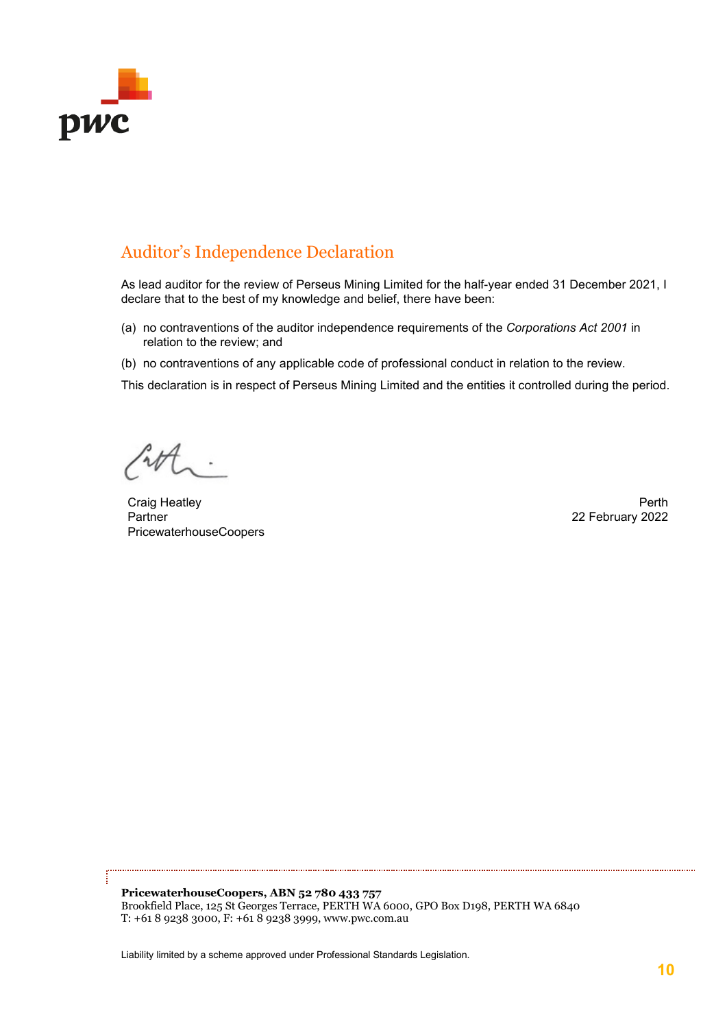# Auditor's Independence Declaration

As lead auditor for the review of Perseus Mining Limited for the half-year ended 31 December 2021, I declare that to the best of my knowledge and belief, there have been:

(a) no contraventions of the auditor independence requirements of the *Corporations Act 2001* in relation to the review; and

(b) no contraventions of any applicable code of professional conduct in relation to the review.

This declaration is in respect of Perseus Mining Limited and the entities it controlled during the period.

Craig Heatley
Partner
PricewaterhouseCoopers

Perth
22 February 2022

**PricewaterhouseCoopers, ABN 52 780 433 757**
Brookfield Place, 125 St Georges Terrace, PERTH WA 6000, GPO Box D198, PERTH WA 6840
T: +61 8 9238 3000, F: +61 8 9238 3999, www.pwc.com.au

Liability limited by a scheme approved under Professional Standards Legislation.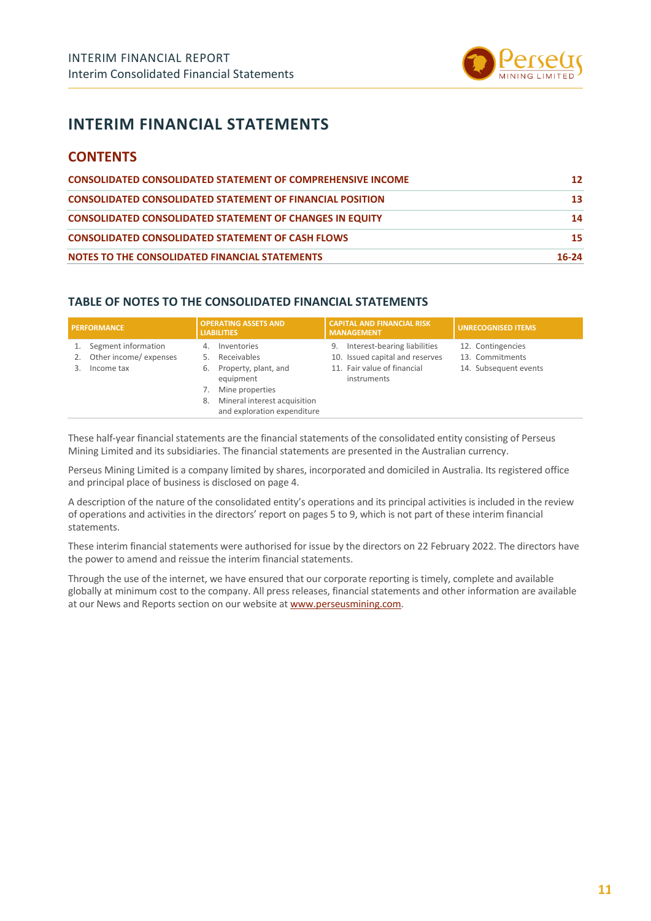# INTERIM FINANCIAL STATEMENTS

## CONTENTS

| | |
|---|---|
| CONSOLIDATED CONSOLIDATED STATEMENT OF COMPREHENSIVE INCOME | 12 |
| CONSOLIDATED CONSOLIDATED STATEMENT OF FINANCIAL POSITION | 13 |
| CONSOLIDATED CONSOLIDATED STATEMENT OF CHANGES IN EQUITY | 14 |
| CONSOLIDATED CONSOLIDATED STATEMENT OF CASH FLOWS | 15 |
| NOTES TO THE CONSOLIDATED FINANCIAL STATEMENTS | 16-24 |

### TABLE OF NOTES TO THE CONSOLIDATED FINANCIAL STATEMENTS

| PERFORMANCE | OPERATING ASSETS AND LIABILITIES | CAPITAL AND FINANCIAL RISK MANAGEMENT | UNRECOGNISED ITEMS |
|---|---|---|---|
| 1. Segment information | 4. Inventories | 9. Interest-bearing liabilities | 12. Contingencies |
| 2. Other income/ expenses | 5. Receivables | 10. Issued capital and reserves | 13. Commitments |
| 3. Income tax | 6. Property, plant, and equipment | 11. Fair value of financial instruments | 14. Subsequent events |
| | 7. Mine properties | | |
| | 8. Mineral interest acquisition and exploration expenditure | | |

These half-year financial statements are the financial statements of the consolidated entity consisting of Perseus Mining Limited and its subsidiaries. The financial statements are presented in the Australian currency.

Perseus Mining Limited is a company limited by shares, incorporated and domiciled in Australia. Its registered office and principal place of business is disclosed on page 4.

A description of the nature of the consolidated entity's operations and its principal activities is included in the review of operations and activities in the directors' report on pages 5 to 9, which is not part of these interim financial statements.

These interim financial statements were authorised for issue by the directors on 22 February 2022. The directors have the power to amend and reissue the interim financial statements.

Through the use of the internet, we have ensured that our corporate reporting is timely, complete and available globally at minimum cost to the company. All press releases, financial statements and other information are available at our News and Reports section on our website at www.perseusmining.com.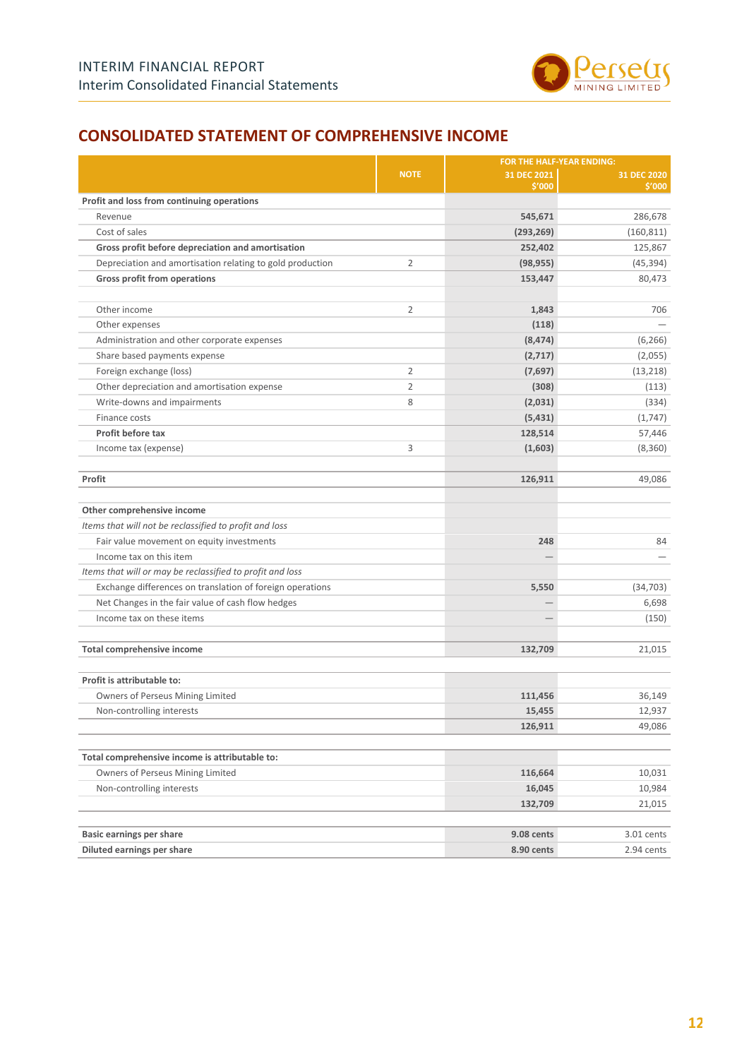## CONSOLIDATED STATEMENT OF COMPREHENSIVE INCOME

| | NOTE | FOR THE HALF-YEAR ENDING: 31 DEC 2021 $'000 | 31 DEC 2020 $'000 |
|---|---|---|---|
| **Profit and loss from continuing operations** | | | |
| Revenue | | **545,671** | 286,678 |
| Cost of sales | | **(293,269)** | (160,811) |
| **Gross profit before depreciation and amortisation** | | **252,402** | 125,867 |
| Depreciation and amortisation relating to gold production | 2 | **(98,955)** | (45,394) |
| **Gross profit from operations** | | **153,447** | 80,473 |
| | | | |
| Other income | 2 | **1,843** | 706 |
| Other expenses | | **(118)** | — |
| Administration and other corporate expenses | | **(8,474)** | (6,266) |
| Share based payments expense | | **(2,717)** | (2,055) |
| Foreign exchange (loss) | 2 | **(7,697)** | (13,218) |
| Other depreciation and amortisation expense | 2 | **(308)** | (113) |
| Write-downs and impairments | 8 | **(2,031)** | (334) |
| Finance costs | | **(5,431)** | (1,747) |
| **Profit before tax** | | **128,514** | 57,446 |
| Income tax (expense) | 3 | **(1,603)** | (8,360) |
| | | | |
| **Profit** | | **126,911** | 49,086 |
| | | | |
| **Other comprehensive income** | | | |
| *Items that will not be reclassified to profit and loss* | | | |
| Fair value movement on equity investments | | **248** | 84 |
| Income tax on this item | | — | — |
| *Items that will or may be reclassified to profit and loss* | | | |
| Exchange differences on translation of foreign operations | | **5,550** | (34,703) |
| Net Changes in the fair value of cash flow hedges | | — | 6,698 |
| Income tax on these items | | — | (150) |
| | | | |
| **Total comprehensive income** | | **132,709** | 21,015 |
| | | | |
| **Profit is attributable to:** | | | |
| Owners of Perseus Mining Limited | | **111,456** | 36,149 |
| Non-controlling interests | | **15,455** | 12,937 |
| | | **126,911** | 49,086 |
| | | | |
| **Total comprehensive income is attributable to:** | | | |
| Owners of Perseus Mining Limited | | **116,664** | 10,031 |
| Non-controlling interests | | **16,045** | 10,984 |
| | | **132,709** | 21,015 |
| | | | |
| **Basic earnings per share** | | **9.08 cents** | 3.01 cents |
| **Diluted earnings per share** | | **8.90 cents** | 2.94 cents |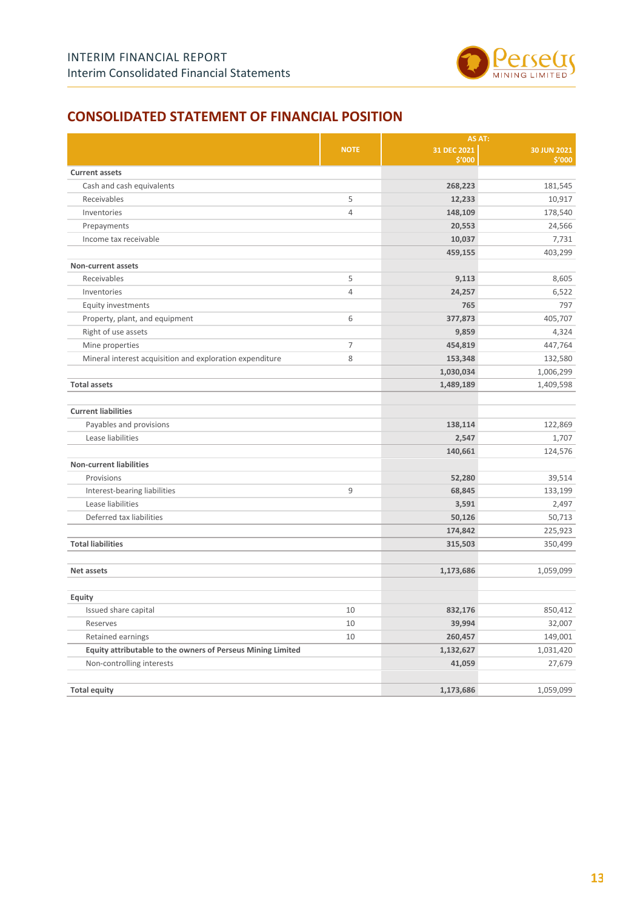## CONSOLIDATED STATEMENT OF FINANCIAL POSITION

| | NOTE | AS AT: 31 DEC 2021 $'000 | 30 JUN 2021 $'000 |
|---|---|---|---|
| **Current assets** | | | |
| Cash and cash equivalents | | **268,223** | 181,545 |
| Receivables | 5 | **12,233** | 10,917 |
| Inventories | 4 | **148,109** | 178,540 |
| Prepayments | | **20,553** | 24,566 |
| Income tax receivable | | **10,037** | 7,731 |
| | | **459,155** | 403,299 |
| **Non-current assets** | | | |
| Receivables | 5 | **9,113** | 8,605 |
| Inventories | 4 | **24,257** | 6,522 |
| Equity investments | | **765** | 797 |
| Property, plant, and equipment | 6 | **377,873** | 405,707 |
| Right of use assets | | **9,859** | 4,324 |
| Mine properties | 7 | **454,819** | 447,764 |
| Mineral interest acquisition and exploration expenditure | 8 | **153,348** | 132,580 |
| | | **1,030,034** | 1,006,299 |
| **Total assets** | | **1,489,189** | 1,409,598 |
| | | | |
| **Current liabilities** | | | |
| Payables and provisions | | **138,114** | 122,869 |
| Lease liabilities | | **2,547** | 1,707 |
| | | **140,661** | 124,576 |
| **Non-current liabilities** | | | |
| Provisions | | **52,280** | 39,514 |
| Interest-bearing liabilities | 9 | **68,845** | 133,199 |
| Lease liabilities | | **3,591** | 2,497 |
| Deferred tax liabilities | | **50,126** | 50,713 |
| | | **174,842** | 225,923 |
| **Total liabilities** | | **315,503** | 350,499 |
| | | | |
| **Net assets** | | **1,173,686** | 1,059,099 |
| | | | |
| **Equity** | | | |
| Issued share capital | 10 | **832,176** | 850,412 |
| Reserves | 10 | **39,994** | 32,007 |
| Retained earnings | 10 | **260,457** | 149,001 |
| **Equity attributable to the owners of Perseus Mining Limited** | | **1,132,627** | 1,031,420 |
| Non-controlling interests | | **41,059** | 27,679 |
| | | | |
| **Total equity** | | **1,173,686** | 1,059,099 |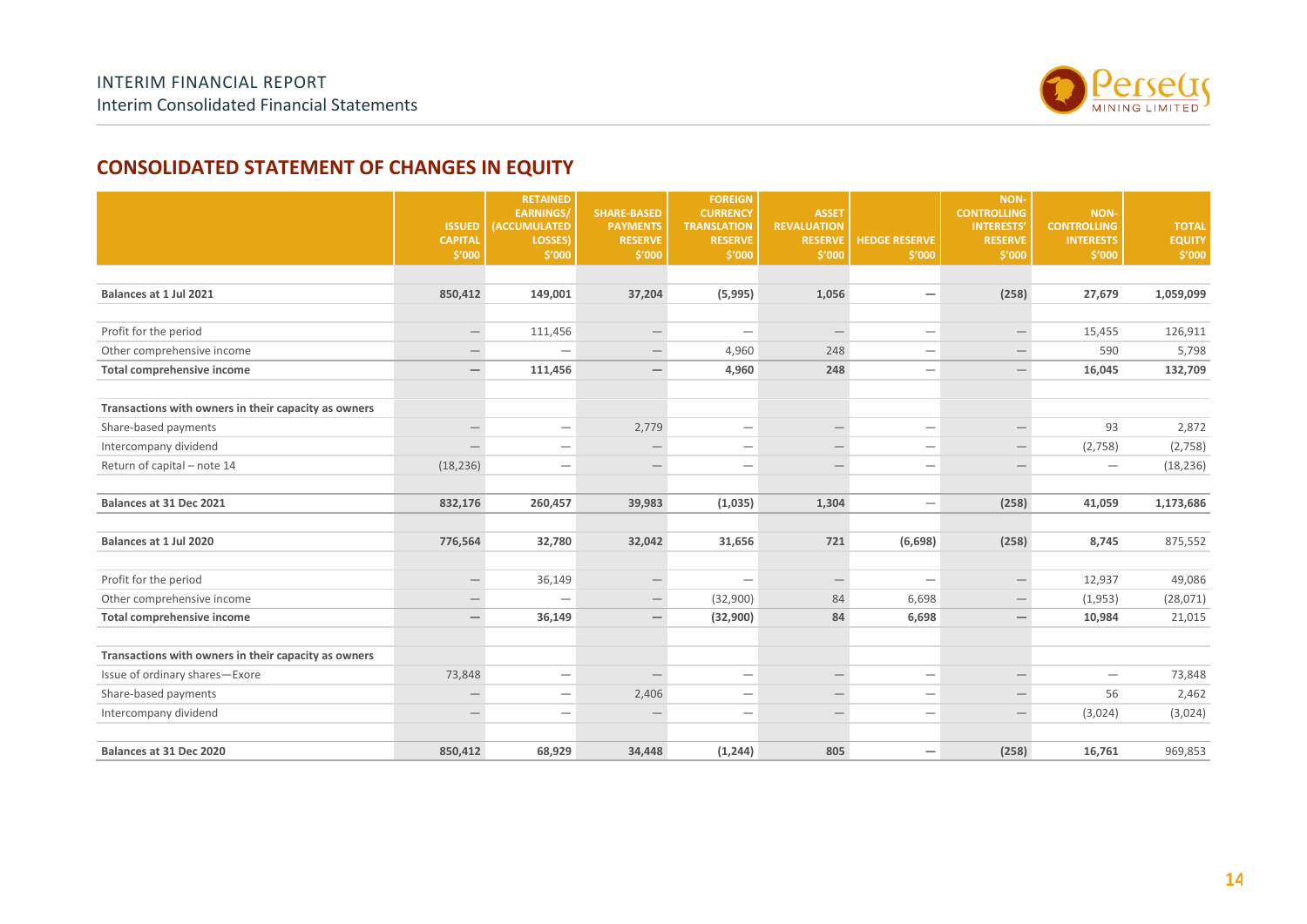## CONSOLIDATED STATEMENT OF CHANGES IN EQUITY

| | ISSUED CAPITAL $'000 | RETAINED EARNINGS/ (ACCUMULATED LOSSES) $'000 | SHARE-BASED PAYMENTS RESERVE $'000 | FOREIGN CURRENCY TRANSLATION RESERVE $'000 | ASSET REVALUATION RESERVE $'000 | HEDGE RESERVE $'000 | NON-CONTROLLING INTERESTS' RESERVE $'000 | NON-CONTROLLING INTERESTS $'000 | TOTAL EQUITY $'000 |
|---|---|---|---|---|---|---|---|---|---|
| **Balances at 1 Jul 2021** | **850,412** | **149,001** | **37,204** | **(5,995)** | **1,056** | **—** | **(258)** | **27,679** | **1,059,099** |
| Profit for the period | — | 111,456 | — | — | — | — | — | 15,455 | 126,911 |
| Other comprehensive income | — | — | — | 4,960 | 248 | — | — | 590 | 5,798 |
| **Total comprehensive income** | **—** | **111,456** | **—** | **4,960** | **248** | — | — | **16,045** | **132,709** |
| **Transactions with owners in their capacity as owners** | | | | | | | | | |
| Share-based payments | — | — | 2,779 | — | — | — | — | 93 | 2,872 |
| Intercompany dividend | — | — | — | — | — | — | — | (2,758) | (2,758) |
| Return of capital – note 14 | (18,236) | — | — | — | — | — | — | — | (18,236) |
| **Balances at 31 Dec 2021** | **832,176** | **260,457** | **39,983** | **(1,035)** | **1,304** | — | **(258)** | **41,059** | **1,173,686** |
| **Balances at 1 Jul 2020** | **776,564** | **32,780** | **32,042** | **31,656** | **721** | **(6,698)** | **(258)** | **8,745** | 875,552 |
| Profit for the period | — | 36,149 | — | — | — | — | — | 12,937 | 49,086 |
| Other comprehensive income | — | — | — | (32,900) | 84 | 6,698 | — | (1,953) | (28,071) |
| **Total comprehensive income** | **—** | **36,149** | **—** | **(32,900)** | **84** | **6,698** | **—** | **10,984** | 21,015 |
| **Transactions with owners in their capacity as owners** | | | | | | | | | |
| Issue of ordinary shares—Exore | 73,848 | — | — | — | — | — | — | — | 73,848 |
| Share-based payments | — | — | 2,406 | — | — | — | — | 56 | 2,462 |
| Intercompany dividend | — | — | — | — | — | — | — | (3,024) | (3,024) |
| **Balances at 31 Dec 2020** | **850,412** | **68,929** | **34,448** | **(1,244)** | **805** | **—** | **(258)** | **16,761** | 969,853 |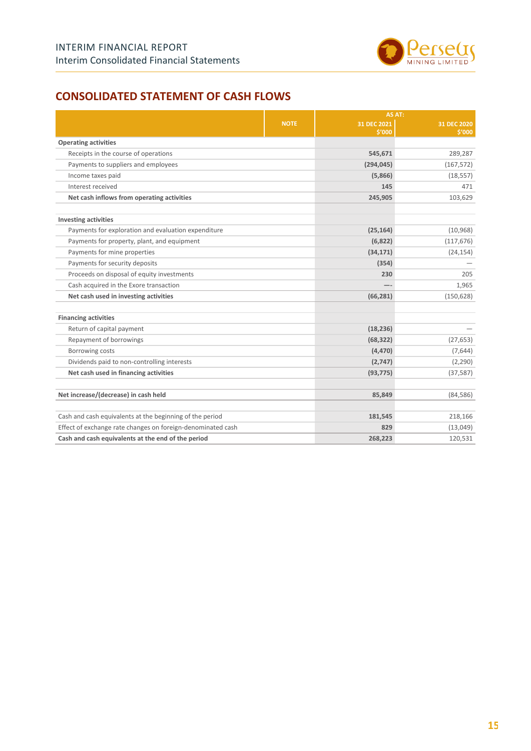## CONSOLIDATED STATEMENT OF CASH FLOWS

| | NOTE | AS AT: 31 DEC 2021 $'000 | 31 DEC 2020 $'000 |
|---|---|---|---|
| **Operating activities** | | | |
| Receipts in the course of operations | | **545,671** | 289,287 |
| Payments to suppliers and employees | | **(294,045)** | (167,572) |
| Income taxes paid | | **(5,866)** | (18,557) |
| Interest received | | **145** | 471 |
| **Net cash inflows from operating activities** | | **245,905** | 103,629 |
| | | | |
| **Investing activities** | | | |
| Payments for exploration and evaluation expenditure | | **(25,164)** | (10,968) |
| Payments for property, plant, and equipment | | **(6,822)** | (117,676) |
| Payments for mine properties | | **(34,171)** | (24,154) |
| Payments for security deposits | | **(354)** | — |
| Proceeds on disposal of equity investments | | **230** | 205 |
| Cash acquired in the Exore transaction | | **—-** | 1,965 |
| **Net cash used in investing activities** | | **(66,281)** | (150,628) |
| | | | |
| **Financing activities** | | | |
| Return of capital payment | | **(18,236)** | — |
| Repayment of borrowings | | **(68,322)** | (27,653) |
| Borrowing costs | | **(4,470)** | (7,644) |
| Dividends paid to non-controlling interests | | **(2,747)** | (2,290) |
| **Net cash used in financing activities** | | **(93,775)** | (37,587) |
| | | | |
| **Net increase/(decrease) in cash held** | | **85,849** | (84,586) |
| | | | |
| Cash and cash equivalents at the beginning of the period | | **181,545** | 218,166 |
| Effect of exchange rate changes on foreign-denominated cash | | **829** | (13,049) |
| **Cash and cash equivalents at the end of the period** | | **268,223** | 120,531 |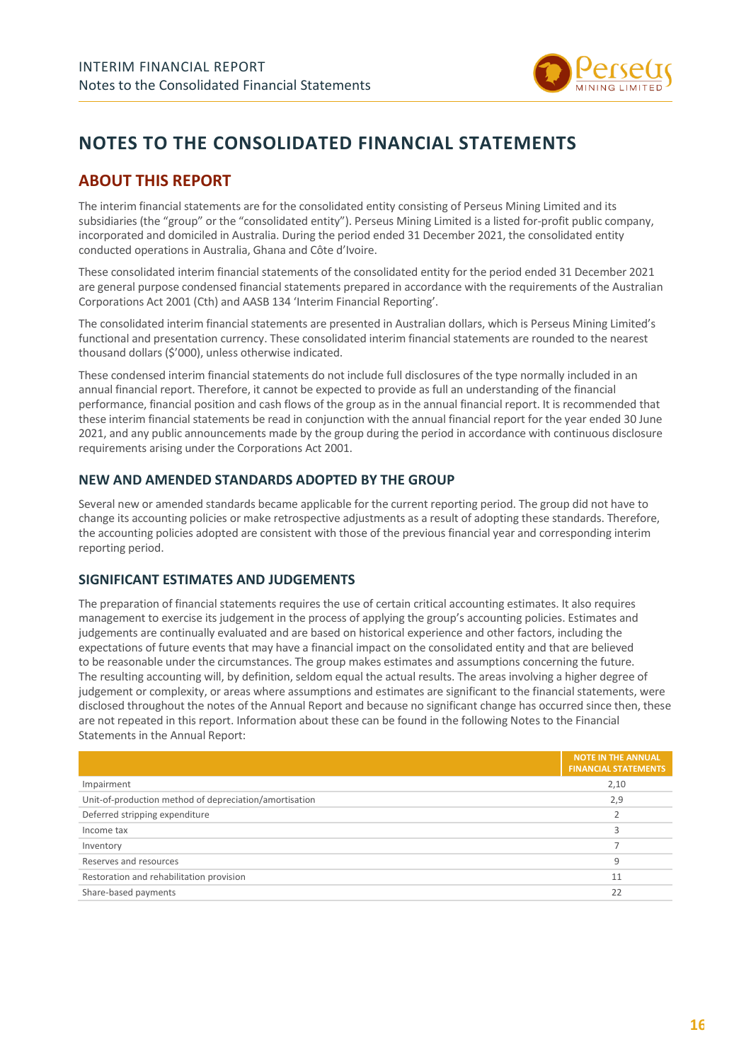# NOTES TO THE CONSOLIDATED FINANCIAL STATEMENTS

## ABOUT THIS REPORT

The interim financial statements are for the consolidated entity consisting of Perseus Mining Limited and its subsidiaries (the "group" or the "consolidated entity"). Perseus Mining Limited is a listed for-profit public company, incorporated and domiciled in Australia. During the period ended 31 December 2021, the consolidated entity conducted operations in Australia, Ghana and Côte d'Ivoire.

These consolidated interim financial statements of the consolidated entity for the period ended 31 December 2021 are general purpose condensed financial statements prepared in accordance with the requirements of the Australian Corporations Act 2001 (Cth) and AASB 134 'Interim Financial Reporting'.

The consolidated interim financial statements are presented in Australian dollars, which is Perseus Mining Limited's functional and presentation currency. These consolidated interim financial statements are rounded to the nearest thousand dollars ($'000), unless otherwise indicated.

These condensed interim financial statements do not include full disclosures of the type normally included in an annual financial report. Therefore, it cannot be expected to provide as full an understanding of the financial performance, financial position and cash flows of the group as in the annual financial report. It is recommended that these interim financial statements be read in conjunction with the annual financial report for the year ended 30 June 2021, and any public announcements made by the group during the period in accordance with continuous disclosure requirements arising under the Corporations Act 2001.

### NEW AND AMENDED STANDARDS ADOPTED BY THE GROUP

Several new or amended standards became applicable for the current reporting period. The group did not have to change its accounting policies or make retrospective adjustments as a result of adopting these standards. Therefore, the accounting policies adopted are consistent with those of the previous financial year and corresponding interim reporting period.

### SIGNIFICANT ESTIMATES AND JUDGEMENTS

The preparation of financial statements requires the use of certain critical accounting estimates. It also requires management to exercise its judgement in the process of applying the group's accounting policies. Estimates and judgements are continually evaluated and are based on historical experience and other factors, including the expectations of future events that may have a financial impact on the consolidated entity and that are believed to be reasonable under the circumstances. The group makes estimates and assumptions concerning the future. The resulting accounting will, by definition, seldom equal the actual results. The areas involving a higher degree of judgement or complexity, or areas where assumptions and estimates are significant to the financial statements, were disclosed throughout the notes of the Annual Report and because no significant change has occurred since then, these are not repeated in this report. Information about these can be found in the following Notes to the Financial Statements in the Annual Report:

| | NOTE IN THE ANNUAL FINANCIAL STATEMENTS |
|---|---|
| Impairment | 2,10 |
| Unit-of-production method of depreciation/amortisation | 2,9 |
| Deferred stripping expenditure | 2 |
| Income tax | 3 |
| Inventory | 7 |
| Reserves and resources | 9 |
| Restoration and rehabilitation provision | 11 |
| Share-based payments | 22 |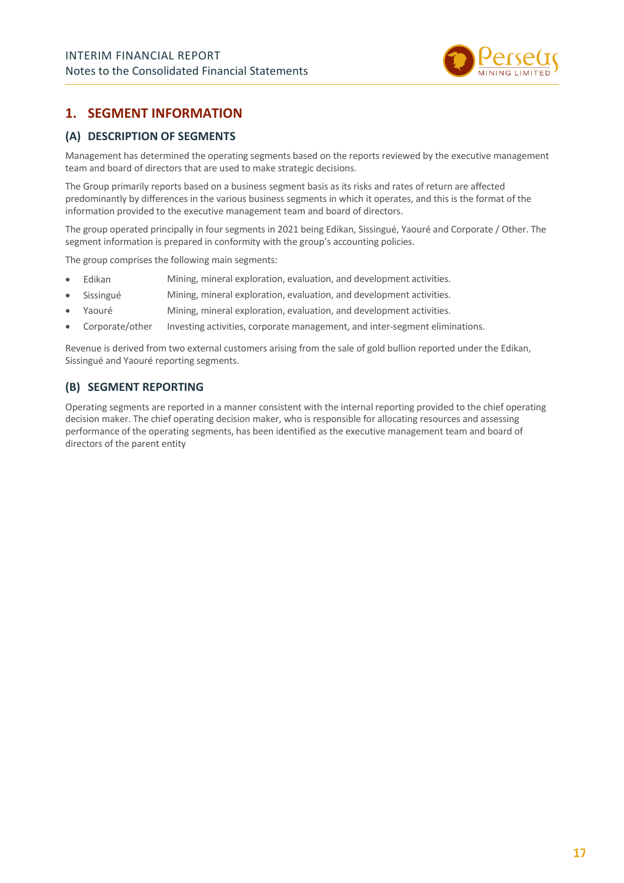## 1. SEGMENT INFORMATION

### (A) DESCRIPTION OF SEGMENTS

Management has determined the operating segments based on the reports reviewed by the executive management team and board of directors that are used to make strategic decisions.

The Group primarily reports based on a business segment basis as its risks and rates of return are affected predominantly by differences in the various business segments in which it operates, and this is the format of the information provided to the executive management team and board of directors.

The group operated principally in four segments in 2021 being Edikan, Sissingué, Yaouré and Corporate / Other. The segment information is prepared in conformity with the group's accounting policies.

The group comprises the following main segments:

- Edikan — Mining, mineral exploration, evaluation, and development activities.
- Sissingué — Mining, mineral exploration, evaluation, and development activities.
- Yaouré — Mining, mineral exploration, evaluation, and development activities.
- Corporate/other — Investing activities, corporate management, and inter-segment eliminations.

Revenue is derived from two external customers arising from the sale of gold bullion reported under the Edikan, Sissingué and Yaouré reporting segments.

### (B) SEGMENT REPORTING

Operating segments are reported in a manner consistent with the internal reporting provided to the chief operating decision maker. The chief operating decision maker, who is responsible for allocating resources and assessing performance of the operating segments, has been identified as the executive management team and board of directors of the parent entity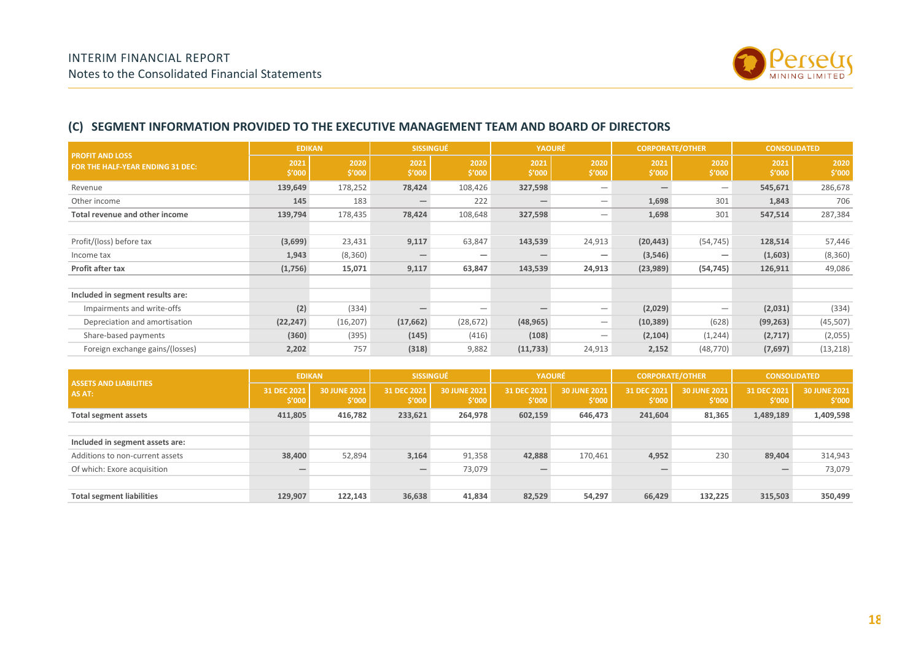## (C) SEGMENT INFORMATION PROVIDED TO THE EXECUTIVE MANAGEMENT TEAM AND BOARD OF DIRECTORS

| PROFIT AND LOSS FOR THE HALF-YEAR ENDING 31 DEC: | EDIKAN | | SISSINGUÉ | | YAOURÉ | | CORPORATE/OTHER | | CONSOLIDATED | |
|---|---|---|---|---|---|---|---|---|---|---|
| | 2021 $'000 | 2020 $'000 | 2021 $'000 | 2020 $'000 | 2021 $'000 | 2020 $'000 | 2021 $'000 | 2020 $'000 | 2021 $'000 | 2020 $'000 |
| Revenue | **139,649** | 178,252 | **78,424** | 108,426 | **327,598** | — | **—** | — | **545,671** | 286,678 |
| Other income | **145** | 183 | **—** | 222 | **—** | — | **1,698** | 301 | **1,843** | 706 |
| **Total revenue and other income** | **139,794** | **178,435** | **78,424** | **108,648** | **327,598** | **—** | **1,698** | **301** | **547,514** | **287,384** |
| | | | | | | | | | | |
| Profit/(loss) before tax | **(3,699)** | 23,431 | **9,117** | 63,847 | **143,539** | 24,913 | **(20,443)** | (54,745) | **128,514** | 57,446 |
| Income tax | **1,943** | (8,360) | **—** | — | **—** | — | **(3,546)** | — | **(1,603)** | (8,360) |
| **Profit after tax** | **(1,756)** | **15,071** | **9,117** | **63,847** | **143,539** | **24,913** | **(23,989)** | **(54,745)** | **126,911** | **49,086** |
| | | | | | | | | | | |
| **Included in segment results are:** | | | | | | | | | | |
| Impairments and write-offs | **(2)** | (334) | **—** | — | **—** | — | **(2,029)** | — | **(2,031)** | (334) |
| Depreciation and amortisation | **(22,247)** | (16,207) | **(17,662)** | (28,672) | **(48,965)** | — | **(10,389)** | (628) | **(99,263)** | (45,507) |
| Share-based payments | **(360)** | (395) | **(145)** | (416) | **(108)** | — | **(2,104)** | (1,244) | **(2,717)** | (2,055) |
| Foreign exchange gains/(losses) | **2,202** | 757 | **(318)** | 9,882 | **(11,733)** | 24,913 | **2,152** | (48,770) | **(7,697)** | (13,218) |

| ASSETS AND LIABILITIES AS AT: | EDIKAN | | SISSINGUÉ | | YAOURÉ | | CORPORATE/OTHER | | CONSOLIDATED | |
|---|---|---|---|---|---|---|---|---|---|---|
| | 31 DEC 2021 $'000 | 30 JUNE 2021 $'000 | 31 DEC 2021 $'000 | 30 JUNE 2021 $'000 | 31 DEC 2021 $'000 | 30 JUNE 2021 $'000 | 31 DEC 2021 $'000 | 30 JUNE 2021 $'000 | 31 DEC 2021 $'000 | 30 JUNE 2021 $'000 |
| **Total segment assets** | **411,805** | **416,782** | **233,621** | **264,978** | **602,159** | **646,473** | **241,604** | **81,365** | **1,489,189** | **1,409,598** |
| | | | | | | | | | | |
| **Included in segment assets are:** | | | | | | | | | | |
| Additions to non-current assets | **38,400** | 52,894 | **3,164** | 91,358 | **42,888** | 170,461 | **4,952** | 230 | **89,404** | 314,943 |
| Of which: Exore acquisition | **—** | | **—** | 73,079 | **—** | | **—** | | **—** | 73,079 |
| | | | | | | | | | | |
| **Total segment liabilities** | **129,907** | **122,143** | **36,638** | **41,834** | **82,529** | **54,297** | **66,429** | **132,225** | **315,503** | **350,499** |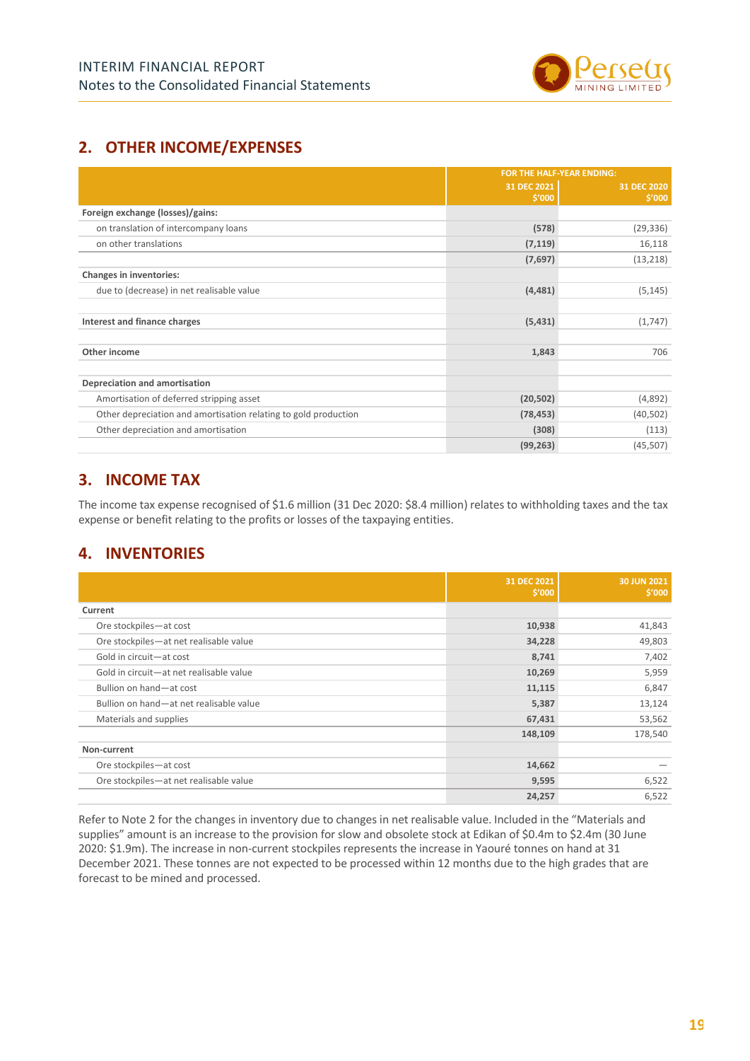## 2. OTHER INCOME/EXPENSES

| | FOR THE HALF-YEAR ENDING: | |
|---|---|---|
| | **31 DEC 2021 $'000** | **31 DEC 2020 $'000** |
| **Foreign exchange (losses)/gains:** | | |
| on translation of intercompany loans | **(578)** | (29,336) |
| on other translations | **(7,119)** | 16,118 |
| | **(7,697)** | (13,218) |
| **Changes in inventories:** | | |
| due to (decrease) in net realisable value | **(4,481)** | (5,145) |
| | | |
| **Interest and finance charges** | **(5,431)** | (1,747) |
| | | |
| **Other income** | **1,843** | 706 |
| | | |
| **Depreciation and amortisation** | | |
| Amortisation of deferred stripping asset | **(20,502)** | (4,892) |
| Other depreciation and amortisation relating to gold production | **(78,453)** | (40,502) |
| Other depreciation and amortisation | **(308)** | (113) |
| | **(99,263)** | (45,507) |

## 3. INCOME TAX

The income tax expense recognised of $1.6 million (31 Dec 2020: $8.4 million) relates to withholding taxes and the tax expense or benefit relating to the profits or losses of the taxpaying entities.

## 4. INVENTORIES

| | **31 DEC 2021 $'000** | **30 JUN 2021 $'000** |
|---|---|---|
| **Current** | | |
| Ore stockpiles—at cost | **10,938** | 41,843 |
| Ore stockpiles—at net realisable value | **34,228** | 49,803 |
| Gold in circuit—at cost | **8,741** | 7,402 |
| Gold in circuit—at net realisable value | **10,269** | 5,959 |
| Bullion on hand—at cost | **11,115** | 6,847 |
| Bullion on hand—at net realisable value | **5,387** | 13,124 |
| Materials and supplies | **67,431** | 53,562 |
| | **148,109** | 178,540 |
| **Non-current** | | |
| Ore stockpiles—at cost | **14,662** | — |
| Ore stockpiles—at net realisable value | **9,595** | 6,522 |
| | **24,257** | 6,522 |

Refer to Note 2 for the changes in inventory due to changes in net realisable value. Included in the "Materials and supplies" amount is an increase to the provision for slow and obsolete stock at Edikan of $0.4m to $2.4m (30 June 2020: $1.9m). The increase in non-current stockpiles represents the increase in Yaouré tonnes on hand at 31 December 2021. These tonnes are not expected to be processed within 12 months due to the high grades that are forecast to be mined and processed.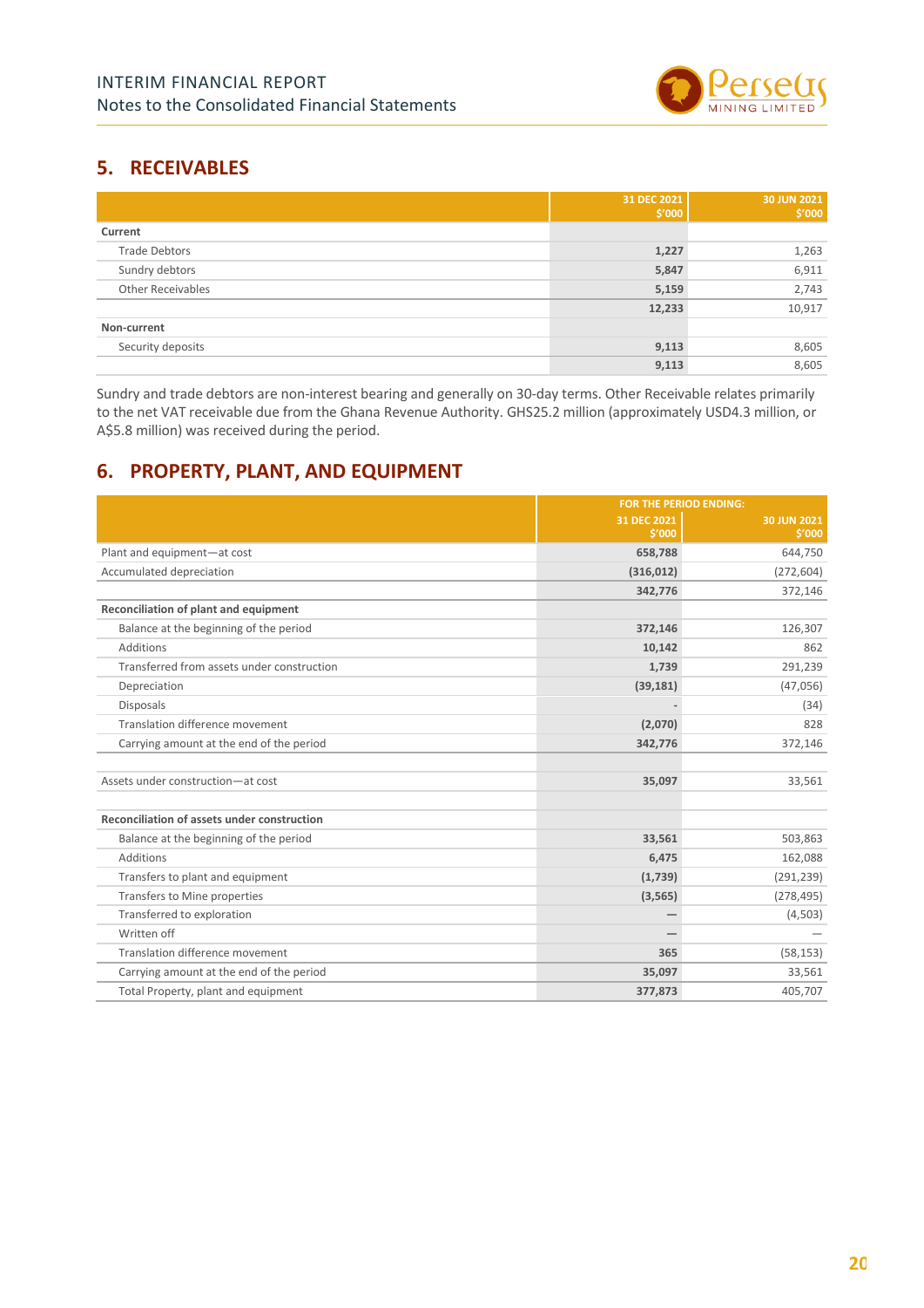## 5. RECEIVABLES

| | 31 DEC 2021 $'000 | 30 JUN 2021 $'000 |
|---|---|---|
| **Current** | | |
| Trade Debtors | **1,227** | 1,263 |
| Sundry debtors | **5,847** | 6,911 |
| Other Receivables | **5,159** | 2,743 |
| | **12,233** | 10,917 |
| **Non-current** | | |
| Security deposits | **9,113** | 8,605 |
| | **9,113** | 8,605 |

Sundry and trade debtors are non-interest bearing and generally on 30-day terms. Other Receivable relates primarily to the net VAT receivable due from the Ghana Revenue Authority. GHS25.2 million (approximately USD4.3 million, or A$5.8 million) was received during the period.

## 6. PROPERTY, PLANT, AND EQUIPMENT

| | FOR THE PERIOD ENDING: | |
|---|---|---|
| | 31 DEC 2021 $'000 | 30 JUN 2021 $'000 |
| Plant and equipment—at cost | **658,788** | 644,750 |
| Accumulated depreciation | **(316,012)** | (272,604) |
| | **342,776** | 372,146 |
| **Reconciliation of plant and equipment** | | |
| Balance at the beginning of the period | **372,146** | 126,307 |
| Additions | **10,142** | 862 |
| Transferred from assets under construction | **1,739** | 291,239 |
| Depreciation | **(39,181)** | (47,056) |
| Disposals | - | (34) |
| Translation difference movement | **(2,070)** | 828 |
| Carrying amount at the end of the period | **342,776** | 372,146 |
| | | |
| Assets under construction—at cost | **35,097** | 33,561 |
| | | |
| **Reconciliation of assets under construction** | | |
| Balance at the beginning of the period | **33,561** | 503,863 |
| Additions | **6,475** | 162,088 |
| Transfers to plant and equipment | **(1,739)** | (291,239) |
| Transfers to Mine properties | **(3,565)** | (278,495) |
| Transferred to exploration | — | (4,503) |
| Written off | — | — |
| Translation difference movement | **365** | (58,153) |
| Carrying amount at the end of the period | **35,097** | 33,561 |
| Total Property, plant and equipment | **377,873** | 405,707 |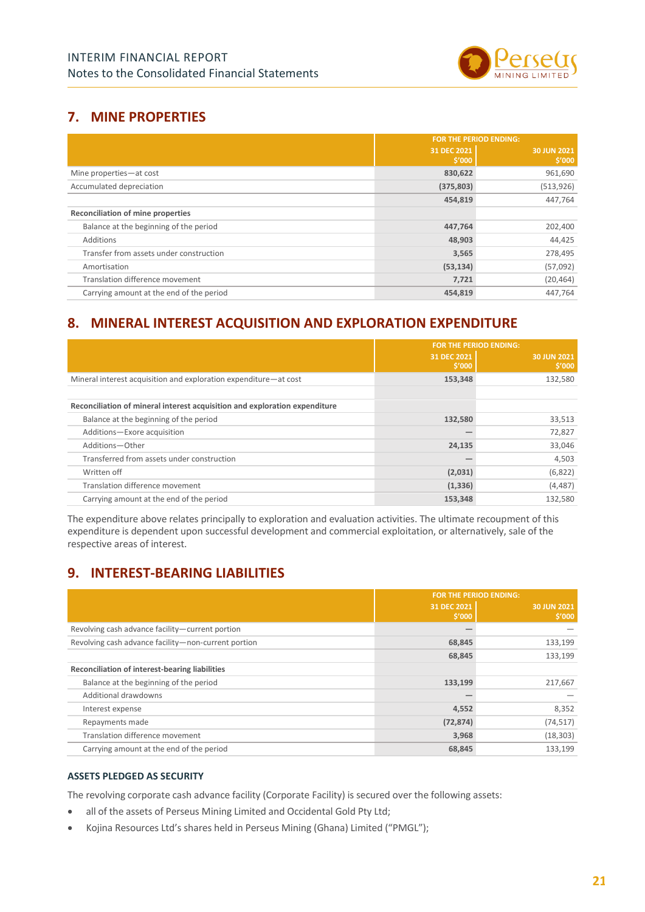## 7. MINE PROPERTIES

| | FOR THE PERIOD ENDING: | |
|---|---|---|
| | 31 DEC 2021 $'000 | 30 JUN 2021 $'000 |
| Mine properties—at cost | 830,622 | 961,690 |
| Accumulated depreciation | (375,803) | (513,926) |
| | 454,819 | 447,764 |
| **Reconciliation of mine properties** | | |
| Balance at the beginning of the period | 447,764 | 202,400 |
| Additions | 48,903 | 44,425 |
| Transfer from assets under construction | 3,565 | 278,495 |
| Amortisation | (53,134) | (57,092) |
| Translation difference movement | 7,721 | (20,464) |
| Carrying amount at the end of the period | 454,819 | 447,764 |

## 8. MINERAL INTEREST ACQUISITION AND EXPLORATION EXPENDITURE

| | FOR THE PERIOD ENDING: | |
|---|---|---|
| | 31 DEC 2021 $'000 | 30 JUN 2021 $'000 |
| Mineral interest acquisition and exploration expenditure—at cost | 153,348 | 132,580 |
| | | |
| **Reconciliation of mineral interest acquisition and exploration expenditure** | | |
| Balance at the beginning of the period | 132,580 | 33,513 |
| Additions—Exore acquisition | — | 72,827 |
| Additions—Other | 24,135 | 33,046 |
| Transferred from assets under construction | — | 4,503 |
| Written off | (2,031) | (6,822) |
| Translation difference movement | (1,336) | (4,487) |
| Carrying amount at the end of the period | 153,348 | 132,580 |

The expenditure above relates principally to exploration and evaluation activities. The ultimate recoupment of this expenditure is dependent upon successful development and commercial exploitation, or alternatively, sale of the respective areas of interest.

## 9. INTEREST-BEARING LIABILITIES

| | FOR THE PERIOD ENDING: | |
|---|---|---|
| | 31 DEC 2021 $'000 | 30 JUN 2021 $'000 |
| Revolving cash advance facility—current portion | — | — |
| Revolving cash advance facility—non-current portion | 68,845 | 133,199 |
| | 68,845 | 133,199 |
| **Reconciliation of interest-bearing liabilities** | | |
| Balance at the beginning of the period | 133,199 | 217,667 |
| Additional drawdowns | — | — |
| Interest expense | 4,552 | 8,352 |
| Repayments made | (72,874) | (74,517) |
| Translation difference movement | 3,968 | (18,303) |
| Carrying amount at the end of the period | 68,845 | 133,199 |

### ASSETS PLEDGED AS SECURITY

The revolving corporate cash advance facility (Corporate Facility) is secured over the following assets:

- all of the assets of Perseus Mining Limited and Occidental Gold Pty Ltd;
- Kojina Resources Ltd's shares held in Perseus Mining (Ghana) Limited ("PMGL");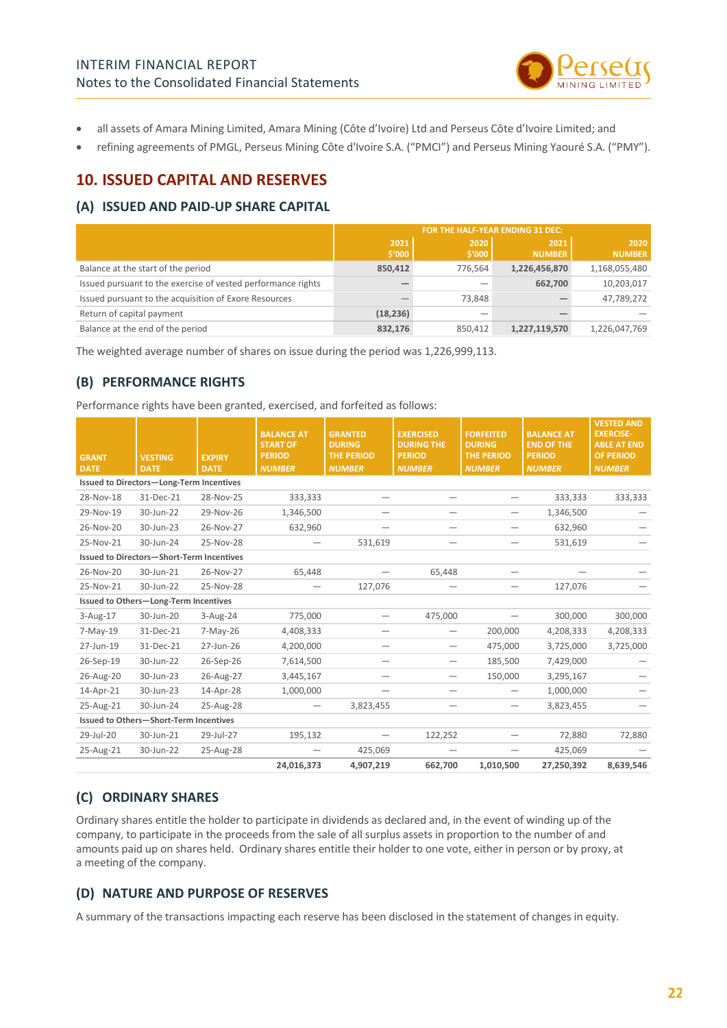- all assets of Amara Mining Limited, Amara Mining (Côte d'Ivoire) Ltd and Perseus Côte d'Ivoire Limited; and
- refining agreements of PMGL, Perseus Mining Côte d'Ivoire S.A. ("PMCI") and Perseus Mining Yaouré S.A. ("PMY").

## 10. ISSUED CAPITAL AND RESERVES

### (A) ISSUED AND PAID-UP SHARE CAPITAL

| | FOR THE HALF-YEAR ENDING 31 DEC: | | | |
|---|---|---|---|---|
| | 2021 $'000 | 2020 $'000 | 2021 NUMBER | 2020 NUMBER |
| Balance at the start of the period | **850,412** | 776,564 | **1,226,456,870** | 1,168,055,480 |
| Issued pursuant to the exercise of vested performance rights | — | — | **662,700** | 10,203,017 |
| Issued pursuant to the acquisition of Exore Resources | — | 73,848 | — | 47,789,272 |
| Return of capital payment | **(18,236)** | — | — | — |
| Balance at the end of the period | **832,176** | 850,412 | **1,227,119,570** | 1,226,047,769 |

The weighted average number of shares on issue during the period was 1,226,999,113.

### (B) PERFORMANCE RIGHTS

Performance rights have been granted, exercised, and forfeited as follows:

| GRANT DATE | VESTING DATE | EXPIRY DATE | BALANCE AT START OF PERIOD *NUMBER* | GRANTED DURING THE PERIOD *NUMBER* | EXERCISED DURING THE PERIOD *NUMBER* | FORFEITED DURING THE PERIOD *NUMBER* | BALANCE AT END OF THE PERIOD *NUMBER* | VESTED AND EXERCISE-ABLE AT END OF PERIOD *NUMBER* |
|---|---|---|---|---|---|---|---|---|
| **Issued to Directors—Long-Term Incentives** | | | | | | | | |
| 28-Nov-18 | 31-Dec-21 | 28-Nov-25 | 333,333 | — | — | — | 333,333 | 333,333 |
| 29-Nov-19 | 30-Jun-22 | 29-Nov-26 | 1,346,500 | — | — | — | 1,346,500 | — |
| 26-Nov-20 | 30-Jun-23 | 26-Nov-27 | 632,960 | — | — | — | 632,960 | — |
| 25-Nov-21 | 30-Jun-24 | 25-Nov-28 | — | 531,619 | — | — | 531,619 | — |
| **Issued to Directors—Short-Term Incentives** | | | | | | | | |
| 26-Nov-20 | 30-Jun-21 | 26-Nov-27 | 65,448 | — | 65,448 | — | — | — |
| 25-Nov-21 | 30-Jun-22 | 25-Nov-28 | — | 127,076 | — | — | 127,076 | — |
| **Issued to Others—Long-Term Incentives** | | | | | | | | |
| 3-Aug-17 | 30-Jun-20 | 3-Aug-24 | 775,000 | — | 475,000 | — | 300,000 | 300,000 |
| 7-May-19 | 31-Dec-21 | 7-May-26 | 4,408,333 | — | — | 200,000 | 4,208,333 | 4,208,333 |
| 27-Jun-19 | 31-Dec-21 | 27-Jun-26 | 4,200,000 | — | — | 475,000 | 3,725,000 | 3,725,000 |
| 26-Sep-19 | 30-Jun-22 | 26-Sep-26 | 7,614,500 | — | — | 185,500 | 7,429,000 | — |
| 26-Aug-20 | 30-Jun-23 | 26-Aug-27 | 3,445,167 | — | — | 150,000 | 3,295,167 | — |
| 14-Apr-21 | 30-Jun-23 | 14-Apr-28 | 1,000,000 | — | — | — | 1,000,000 | — |
| 25-Aug-21 | 30-Jun-24 | 25-Aug-28 | — | 3,823,455 | — | — | 3,823,455 | — |
| **Issued to Others—Short-Term Incentives** | | | | | | | | |
| 29-Jul-20 | 30-Jun-21 | 29-Jul-27 | 195,132 | — | 122,252 | — | 72,880 | 72,880 |
| 25-Aug-21 | 30-Jun-22 | 25-Aug-28 | — | 425,069 | — | — | 425,069 | — |
| | | | **24,016,373** | **4,907,219** | **662,700** | **1,010,500** | **27,250,392** | **8,639,546** |

### (C) ORDINARY SHARES

Ordinary shares entitle the holder to participate in dividends as declared and, in the event of winding up of the company, to participate in the proceeds from the sale of all surplus assets in proportion to the number of and amounts paid up on shares held. Ordinary shares entitle their holder to one vote, either in person or by proxy, at a meeting of the company.

### (D) NATURE AND PURPOSE OF RESERVES

A summary of the transactions impacting each reserve has been disclosed in the statement of changes in equity.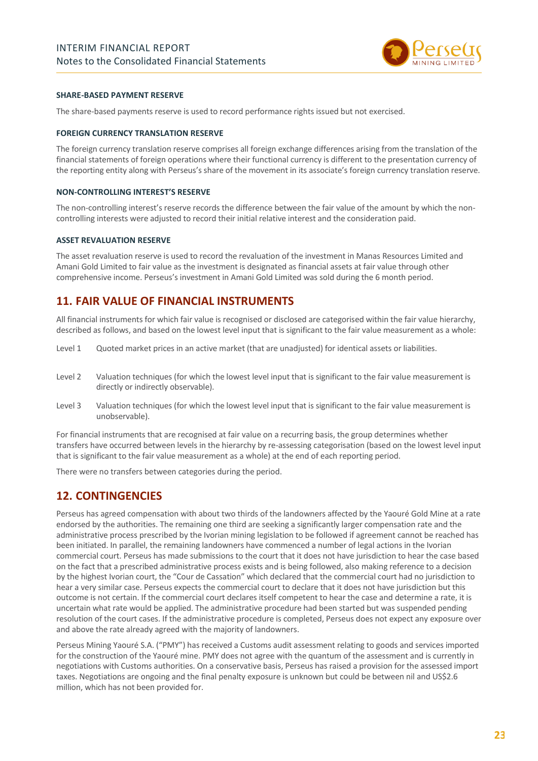#### SHARE-BASED PAYMENT RESERVE

The share-based payments reserve is used to record performance rights issued but not exercised.

#### FOREIGN CURRENCY TRANSLATION RESERVE

The foreign currency translation reserve comprises all foreign exchange differences arising from the translation of the financial statements of foreign operations where their functional currency is different to the presentation currency of the reporting entity along with Perseus's share of the movement in its associate's foreign currency translation reserve.

#### NON-CONTROLLING INTEREST'S RESERVE

The non-controlling interest's reserve records the difference between the fair value of the amount by which the non-controlling interests were adjusted to record their initial relative interest and the consideration paid.

#### ASSET REVALUATION RESERVE

The asset revaluation reserve is used to record the revaluation of the investment in Manas Resources Limited and Amani Gold Limited to fair value as the investment is designated as financial assets at fair value through other comprehensive income. Perseus's investment in Amani Gold Limited was sold during the 6 month period.

## 11. FAIR VALUE OF FINANCIAL INSTRUMENTS

All financial instruments for which fair value is recognised or disclosed are categorised within the fair value hierarchy, described as follows, and based on the lowest level input that is significant to the fair value measurement as a whole:

Level 1 Quoted market prices in an active market (that are unadjusted) for identical assets or liabilities.

Level 2 Valuation techniques (for which the lowest level input that is significant to the fair value measurement is directly or indirectly observable).

Level 3 Valuation techniques (for which the lowest level input that is significant to the fair value measurement is unobservable).

For financial instruments that are recognised at fair value on a recurring basis, the group determines whether transfers have occurred between levels in the hierarchy by re-assessing categorisation (based on the lowest level input that is significant to the fair value measurement as a whole) at the end of each reporting period.

There were no transfers between categories during the period.

## 12. CONTINGENCIES

Perseus has agreed compensation with about two thirds of the landowners affected by the Yaouré Gold Mine at a rate endorsed by the authorities. The remaining one third are seeking a significantly larger compensation rate and the administrative process prescribed by the Ivorian mining legislation to be followed if agreement cannot be reached has been initiated. In parallel, the remaining landowners have commenced a number of legal actions in the Ivorian commercial court. Perseus has made submissions to the court that it does not have jurisdiction to hear the case based on the fact that a prescribed administrative process exists and is being followed, also making reference to a decision by the highest Ivorian court, the "Cour de Cassation" which declared that the commercial court had no jurisdiction to hear a very similar case. Perseus expects the commercial court to declare that it does not have jurisdiction but this outcome is not certain. If the commercial court declares itself competent to hear the case and determine a rate, it is uncertain what rate would be applied. The administrative procedure had been started but was suspended pending resolution of the court cases. If the administrative procedure is completed, Perseus does not expect any exposure over and above the rate already agreed with the majority of landowners.

Perseus Mining Yaouré S.A. ("PMY") has received a Customs audit assessment relating to goods and services imported for the construction of the Yaouré mine. PMY does not agree with the quantum of the assessment and is currently in negotiations with Customs authorities. On a conservative basis, Perseus has raised a provision for the assessed import taxes. Negotiations are ongoing and the final penalty exposure is unknown but could be between nil and US$2.6 million, which has not been provided for.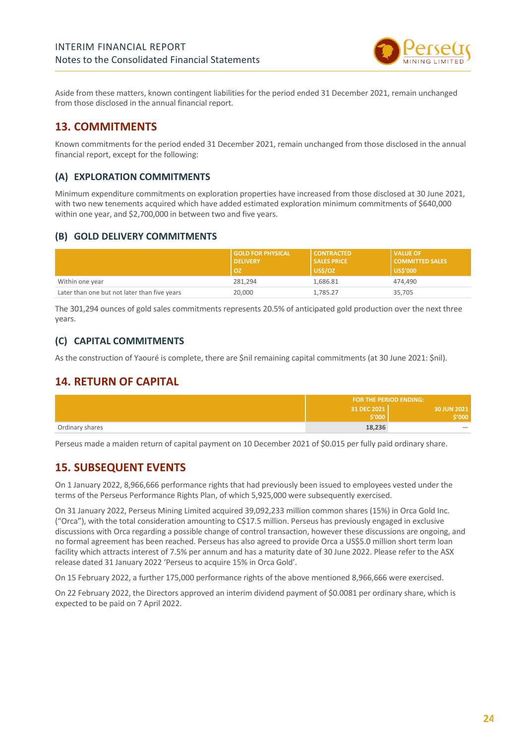Aside from these matters, known contingent liabilities for the period ended 31 December 2021, remain unchanged from those disclosed in the annual financial report.

## 13. COMMITMENTS

Known commitments for the period ended 31 December 2021, remain unchanged from those disclosed in the annual financial report, except for the following:

### (A) EXPLORATION COMMITMENTS

Minimum expenditure commitments on exploration properties have increased from those disclosed at 30 June 2021, with two new tenements acquired which have added estimated exploration minimum commitments of $640,000 within one year, and $2,700,000 in between two and five years.

### (B) GOLD DELIVERY COMMITMENTS

| | GOLD FOR PHYSICAL DELIVERY OZ | CONTRACTED SALES PRICE US$/OZ | VALUE OF COMMITTED SALES US$'000 |
|---|---|---|---|
| Within one year | 281,294 | 1,686.81 | 474,490 |
| Later than one but not later than five years | 20,000 | 1,785.27 | 35,705 |

The 301,294 ounces of gold sales commitments represents 20.5% of anticipated gold production over the next three years.

### (C) CAPITAL COMMITMENTS

As the construction of Yaouré is complete, there are $nil remaining capital commitments (at 30 June 2021: $nil).

## 14. RETURN OF CAPITAL

| | FOR THE PERIOD ENDING: | |
|---|---|---|
| | 31 DEC 2021 $'000 | 30 JUN 2021 $'000 |
| Ordinary shares | 18,236 | — |

Perseus made a maiden return of capital payment on 10 December 2021 of $0.015 per fully paid ordinary share.

## 15. SUBSEQUENT EVENTS

On 1 January 2022, 8,966,666 performance rights that had previously been issued to employees vested under the terms of the Perseus Performance Rights Plan, of which 5,925,000 were subsequently exercised.

On 31 January 2022, Perseus Mining Limited acquired 39,092,233 million common shares (15%) in Orca Gold Inc. ("Orca"), with the total consideration amounting to C$17.5 million. Perseus has previously engaged in exclusive discussions with Orca regarding a possible change of control transaction, however these discussions are ongoing, and no formal agreement has been reached. Perseus has also agreed to provide Orca a US$5.0 million short term loan facility which attracts interest of 7.5% per annum and has a maturity date of 30 June 2022. Please refer to the ASX release dated 31 January 2022 'Perseus to acquire 15% in Orca Gold'.

On 15 February 2022, a further 175,000 performance rights of the above mentioned 8,966,666 were exercised.

On 22 February 2022, the Directors approved an interim dividend payment of $0.0081 per ordinary share, which is expected to be paid on 7 April 2022.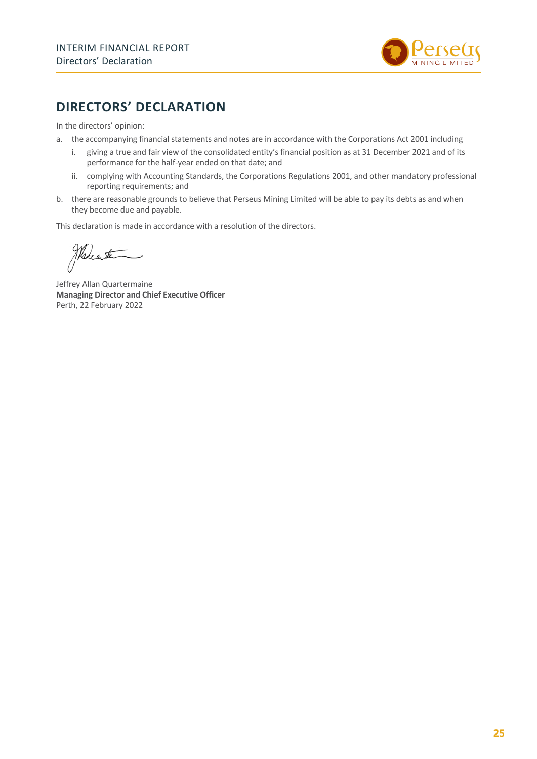# DIRECTORS' DECLARATION

In the directors' opinion:

a. the accompanying financial statements and notes are in accordance with the Corporations Act 2001 including

   i. giving a true and fair view of the consolidated entity's financial position as at 31 December 2021 and of its performance for the half-year ended on that date; and

   ii. complying with Accounting Standards, the Corporations Regulations 2001, and other mandatory professional reporting requirements; and

b. there are reasonable grounds to believe that Perseus Mining Limited will be able to pay its debts as and when they become due and payable.

This declaration is made in accordance with a resolution of the directors.

Jeffrey Allan Quartermaine
**Managing Director and Chief Executive Officer**
Perth, 22 February 2022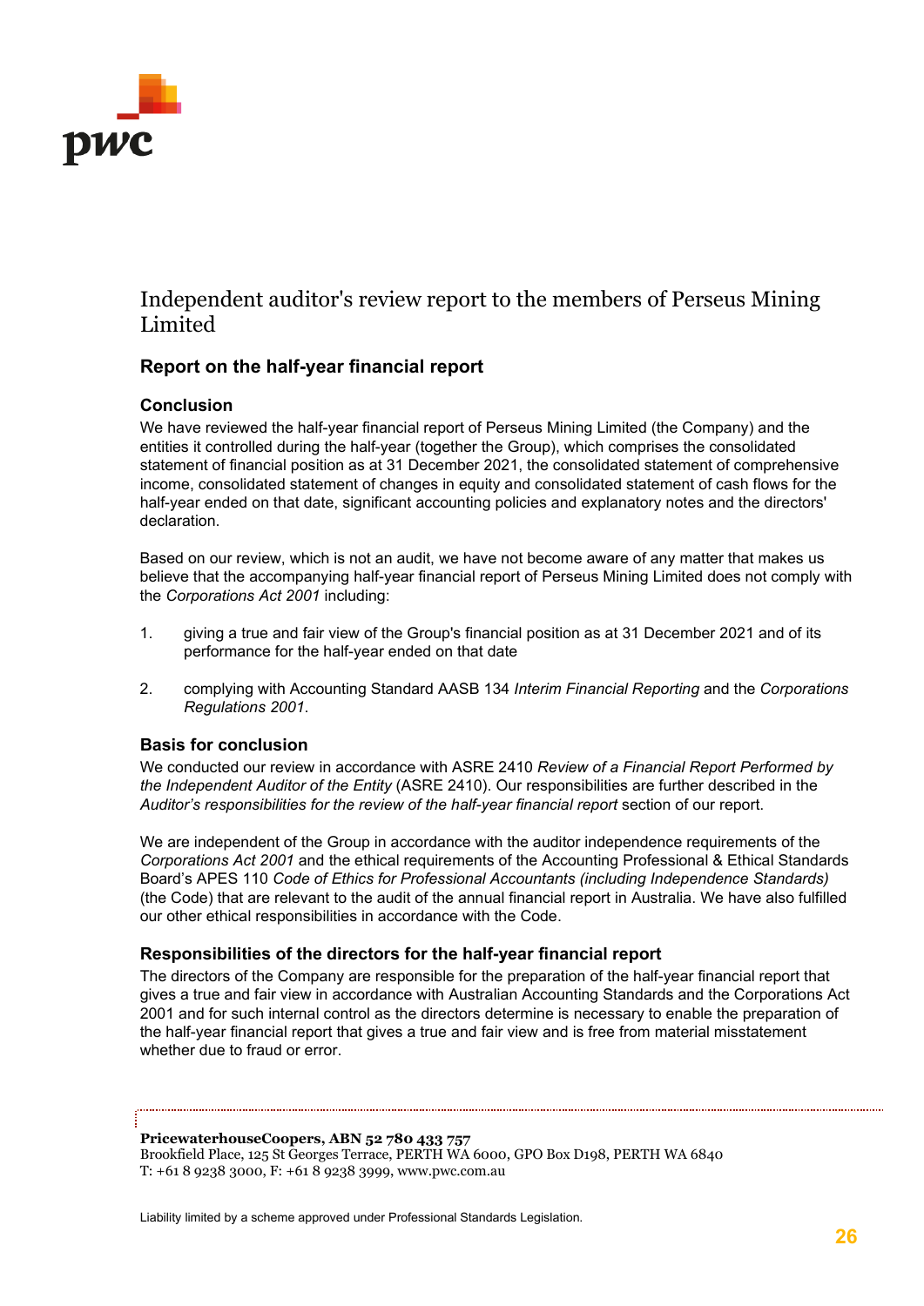# Independent auditor's review report to the members of Perseus Mining Limited

## Report on the half-year financial report

### Conclusion

We have reviewed the half-year financial report of Perseus Mining Limited (the Company) and the entities it controlled during the half-year (together the Group), which comprises the consolidated statement of financial position as at 31 December 2021, the consolidated statement of comprehensive income, consolidated statement of changes in equity and consolidated statement of cash flows for the half-year ended on that date, significant accounting policies and explanatory notes and the directors' declaration.

Based on our review, which is not an audit, we have not become aware of any matter that makes us believe that the accompanying half-year financial report of Perseus Mining Limited does not comply with the *Corporations Act 2001* including:

1. giving a true and fair view of the Group's financial position as at 31 December 2021 and of its performance for the half-year ended on that date
2. complying with Accounting Standard AASB 134 *Interim Financial Reporting* and the *Corporations Regulations 2001*.

### Basis for conclusion

We conducted our review in accordance with ASRE 2410 *Review of a Financial Report Performed by the Independent Auditor of the Entity* (ASRE 2410). Our responsibilities are further described in the *Auditor's responsibilities for the review of the half-year financial report* section of our report.

We are independent of the Group in accordance with the auditor independence requirements of the *Corporations Act 2001* and the ethical requirements of the Accounting Professional & Ethical Standards Board's APES 110 *Code of Ethics for Professional Accountants (including Independence Standards)* (the Code) that are relevant to the audit of the annual financial report in Australia. We have also fulfilled our other ethical responsibilities in accordance with the Code.

### Responsibilities of the directors for the half-year financial report

The directors of the Company are responsible for the preparation of the half-year financial report that gives a true and fair view in accordance with Australian Accounting Standards and the Corporations Act 2001 and for such internal control as the directors determine is necessary to enable the preparation of the half-year financial report that gives a true and fair view and is free from material misstatement whether due to fraud or error.

**PricewaterhouseCoopers, ABN 52 780 433 757**
Brookfield Place, 125 St Georges Terrace, PERTH WA 6000, GPO Box D198, PERTH WA 6840
T: +61 8 9238 3000, F: +61 8 9238 3999, www.pwc.com.au

Liability limited by a scheme approved under Professional Standards Legislation.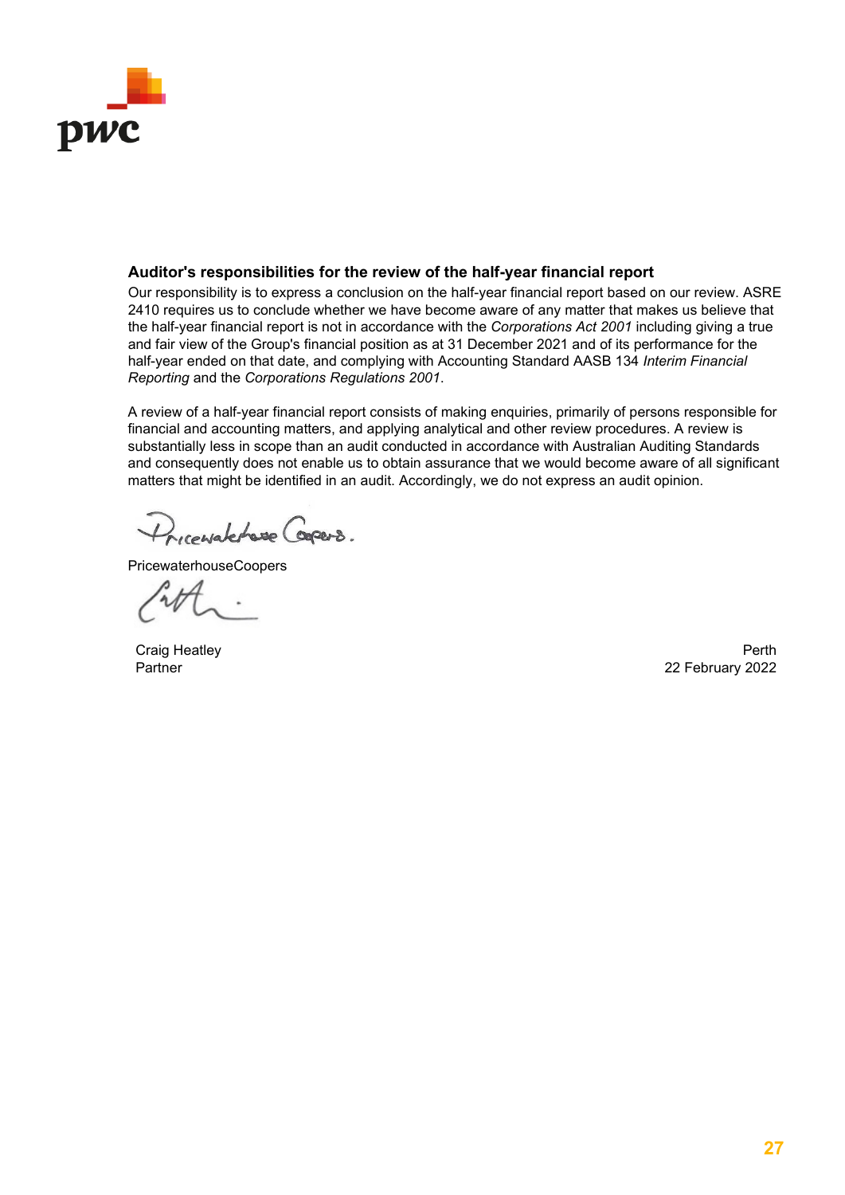## Auditor's responsibilities for the review of the half-year financial report

Our responsibility is to express a conclusion on the half-year financial report based on our review. ASRE 2410 requires us to conclude whether we have become aware of any matter that makes us believe that the half-year financial report is not in accordance with the *Corporations Act 2001* including giving a true and fair view of the Group's financial position as at 31 December 2021 and of its performance for the half-year ended on that date, and complying with Accounting Standard AASB 134 *Interim Financial Reporting* and the *Corporations Regulations 2001*.

A review of a half-year financial report consists of making enquiries, primarily of persons responsible for financial and accounting matters, and applying analytical and other review procedures. A review is substantially less in scope than an audit conducted in accordance with Australian Auditing Standards and consequently does not enable us to obtain assurance that we would become aware of all significant matters that might be identified in an audit. Accordingly, we do not express an audit opinion.

PricewaterhouseCoopers

Craig Heatley
Partner

Perth
22 February 2022